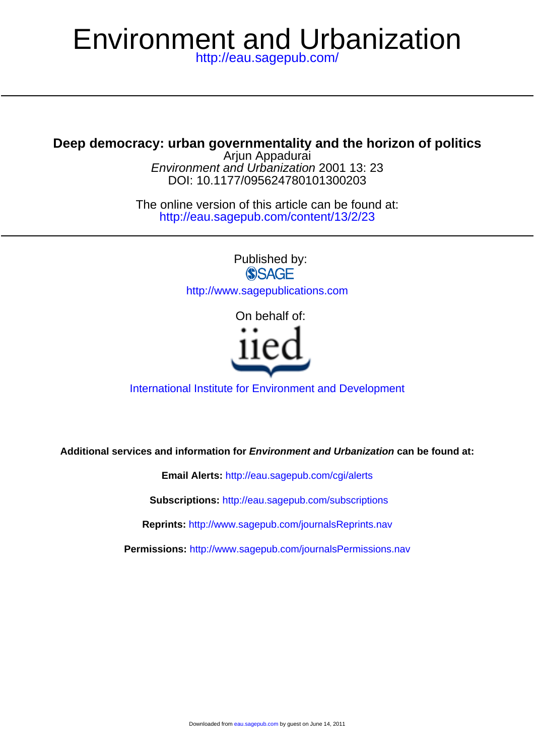# Environment and Urbanization

http://eau.sagepub.com/

---

## Deep democracy: urban governmentality and the horizon of politics

Arjun Appadurai

*Environment and Urbanization* 2001 13: 23

DOI: 10.1177/095624780101300203

The online version of this article can be found at:

http://eau.sagepub.com/content/13/2/23

---

Published by:

SAGE

http://www.sagepublications.com

On behalf of:

iied

International Institute for Environment and Development

**Additional services and information for *Environment and Urbanization* can be found at:**

**Email Alerts:** http://eau.sagepub.com/cgi/alerts

**Subscriptions:** http://eau.sagepub.com/subscriptions

**Reprints:** http://www.sagepub.com/journalsReprints.nav

**Permissions:** http://www.sagepub.com/journalsPermissions.nav

Downloaded from eau.sagepub.com by guest on June 14, 2011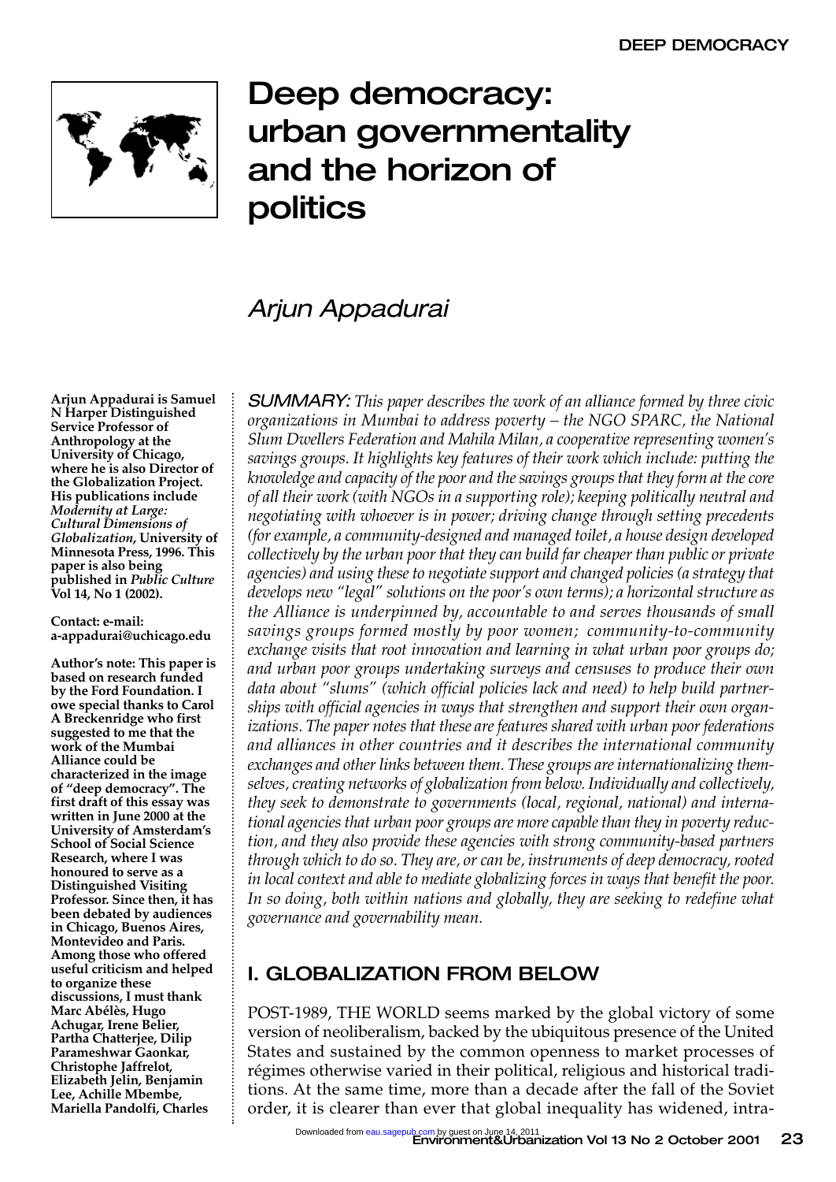# Deep democracy: urban governmentality and the horizon of politics

*Arjun Appadurai*

**Arjun Appadurai is Samuel N Harper Distinguished Service Professor of Anthropology at the University of Chicago, where he is also Director of the Globalization Project. His publications include *Modernity at Large: Cultural Dimensions of Globalization*, University of Minnesota Press, 1996. This paper is also being published in *Public Culture* Vol 14, No 1 (2002).**

**Contact: e-mail: a-appadurai@uchicago.edu**

**Author's note: This paper is based on research funded by the Ford Foundation. I owe special thanks to Carol A Breckenridge who first suggested to me that the work of the Mumbai Alliance could be characterized in the image of "deep democracy". The first draft of this essay was written in June 2000 at the University of Amsterdam's School of Social Science Research, where I was honoured to serve as a Distinguished Visiting Professor. Since then, it has been debated by audiences in Chicago, Buenos Aires, Montevideo and Paris. Among those who offered useful criticism and helped to organize these discussions, I must thank Marc Abélès, Hugo Achugar, Irene Belier, Partha Chatterjee, Dilip Parameshwar Gaonkar, Christophe Jaffrelot, Elizabeth Jelin, Benjamin Lee, Achille Mbembe, Mariella Pandolfi, Charles**

*SUMMARY: This paper describes the work of an alliance formed by three civic organizations in Mumbai to address poverty – the NGO SPARC, the National Slum Dwellers Federation and Mahila Milan, a cooperative representing women's savings groups. It highlights key features of their work which include: putting the knowledge and capacity of the poor and the savings groups that they form at the core of all their work (with NGOs in a supporting role); keeping politically neutral and negotiating with whoever is in power; driving change through setting precedents (for example, a community-designed and managed toilet, a house design developed collectively by the urban poor that they can build far cheaper than public or private agencies) and using these to negotiate support and changed policies (a strategy that develops new "legal" solutions on the poor's own terms); a horizontal structure as the Alliance is underpinned by, accountable to and serves thousands of small savings groups formed mostly by poor women; community-to-community exchange visits that root innovation and learning in what urban poor groups do; and urban poor groups undertaking surveys and censuses to produce their own data about "slums" (which official policies lack and need) to help build partnerships with official agencies in ways that strengthen and support their own organizations. The paper notes that these are features shared with urban poor federations and alliances in other countries and it describes the international community exchanges and other links between them. These groups are internationalizing themselves, creating networks of globalization from below. Individually and collectively, they seek to demonstrate to governments (local, regional, national) and international agencies that urban poor groups are more capable than they in poverty reduction, and they also provide these agencies with strong community-based partners through which to do so. They are, or can be, instruments of deep democracy, rooted in local context and able to mediate globalizing forces in ways that benefit the poor. In so doing, both within nations and globally, they are seeking to redefine what governance and governability mean.*

## I. GLOBALIZATION FROM BELOW

POST-1989, THE WORLD seems marked by the global victory of some version of neoliberalism, backed by the ubiquitous presence of the United States and sustained by the common openness to market processes of régimes otherwise varied in their political, religious and historical traditions. At the same time, more than a decade after the fall of the Soviet order, it is clearer than ever that global inequality has widened, intra-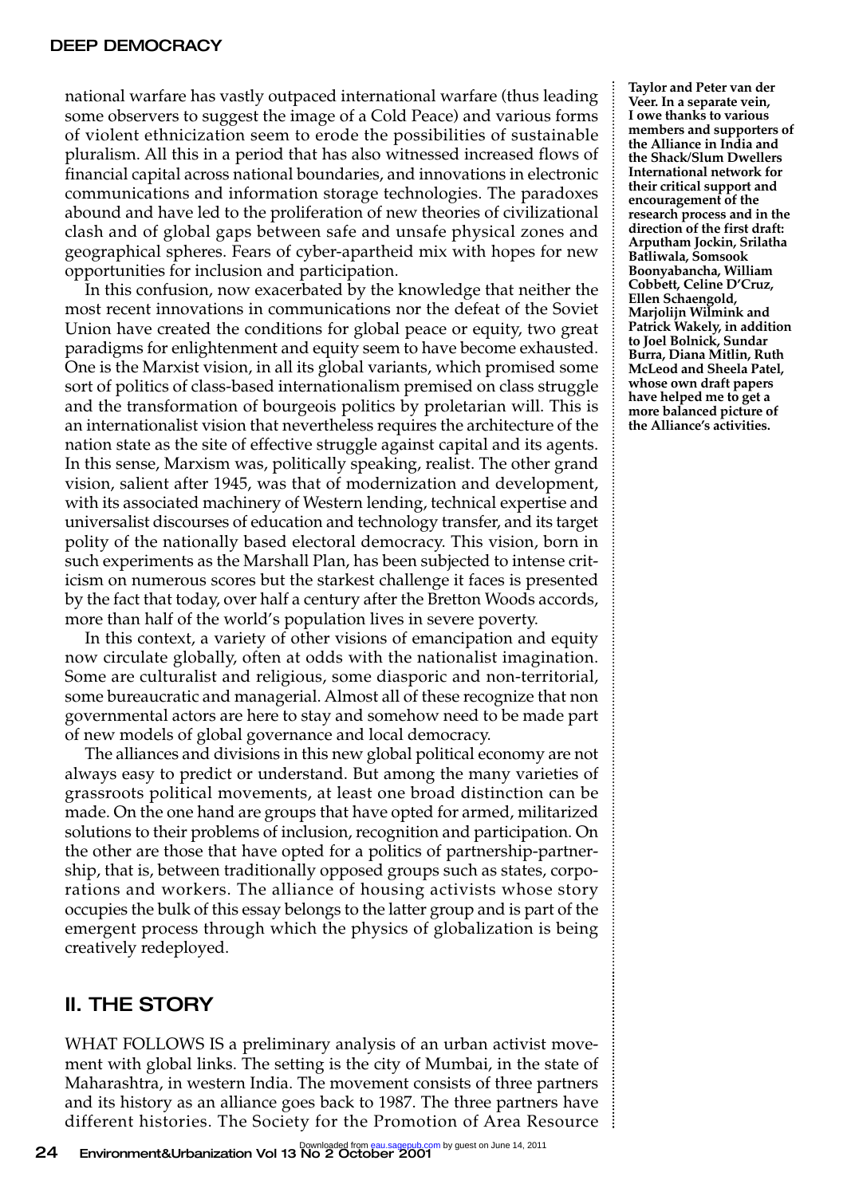national warfare has vastly outpaced international warfare (thus leading some observers to suggest the image of a Cold Peace) and various forms of violent ethnicization seem to erode the possibilities of sustainable pluralism. All this in a period that has also witnessed increased flows of financial capital across national boundaries, and innovations in electronic communications and information storage technologies. The paradoxes abound and have led to the proliferation of new theories of civilizational clash and of global gaps between safe and unsafe physical zones and geographical spheres. Fears of cyber-apartheid mix with hopes for new opportunities for inclusion and participation.

In this confusion, now exacerbated by the knowledge that neither the most recent innovations in communications nor the defeat of the Soviet Union have created the conditions for global peace or equity, two great paradigms for enlightenment and equity seem to have become exhausted. One is the Marxist vision, in all its global variants, which promised some sort of politics of class-based internationalism premised on class struggle and the transformation of bourgeois politics by proletarian will. This is an internationalist vision that nevertheless requires the architecture of the nation state as the site of effective struggle against capital and its agents. In this sense, Marxism was, politically speaking, realist. The other grand vision, salient after 1945, was that of modernization and development, with its associated machinery of Western lending, technical expertise and universalist discourses of education and technology transfer, and its target polity of the nationally based electoral democracy. This vision, born in such experiments as the Marshall Plan, has been subjected to intense criticism on numerous scores but the starkest challenge it faces is presented by the fact that today, over half a century after the Bretton Woods accords, more than half of the world's population lives in severe poverty.

In this context, a variety of other visions of emancipation and equity now circulate globally, often at odds with the nationalist imagination. Some are culturalist and religious, some diasporic and non-territorial, some bureaucratic and managerial. Almost all of these recognize that non governmental actors are here to stay and somehow need to be made part of new models of global governance and local democracy.

The alliances and divisions in this new global political economy are not always easy to predict or understand. But among the many varieties of grassroots political movements, at least one broad distinction can be made. On the one hand are groups that have opted for armed, militarized solutions to their problems of inclusion, recognition and participation. On the other are those that have opted for a politics of partnership-partnership, that is, between traditionally opposed groups such as states, corporations and workers. The alliance of housing activists whose story occupies the bulk of this essay belongs to the latter group and is part of the emergent process through which the physics of globalization is being creatively redeployed.

**Taylor and Peter van der Veer. In a separate vein, I owe thanks to various members and supporters of the Alliance in India and the Shack/Slum Dwellers International network for their critical support and encouragement of the research process and in the direction of the first draft: Arputham Jockin, Srilatha Batliwala, Somsook Boonyabancha, William Cobbett, Celine D'Cruz, Ellen Schaengold, Marjolijn Wilmink and Patrick Wakely, in addition to Joel Bolnick, Sundar Burra, Diana Mitlin, Ruth McLeod and Sheela Patel, whose own draft papers have helped me to get a more balanced picture of the Alliance's activities.**

## II. THE STORY

WHAT FOLLOWS IS a preliminary analysis of an urban activist movement with global links. The setting is the city of Mumbai, in the state of Maharashtra, in western India. The movement consists of three partners and its history as an alliance goes back to 1987. The three partners have different histories. The Society for the Promotion of Area Resource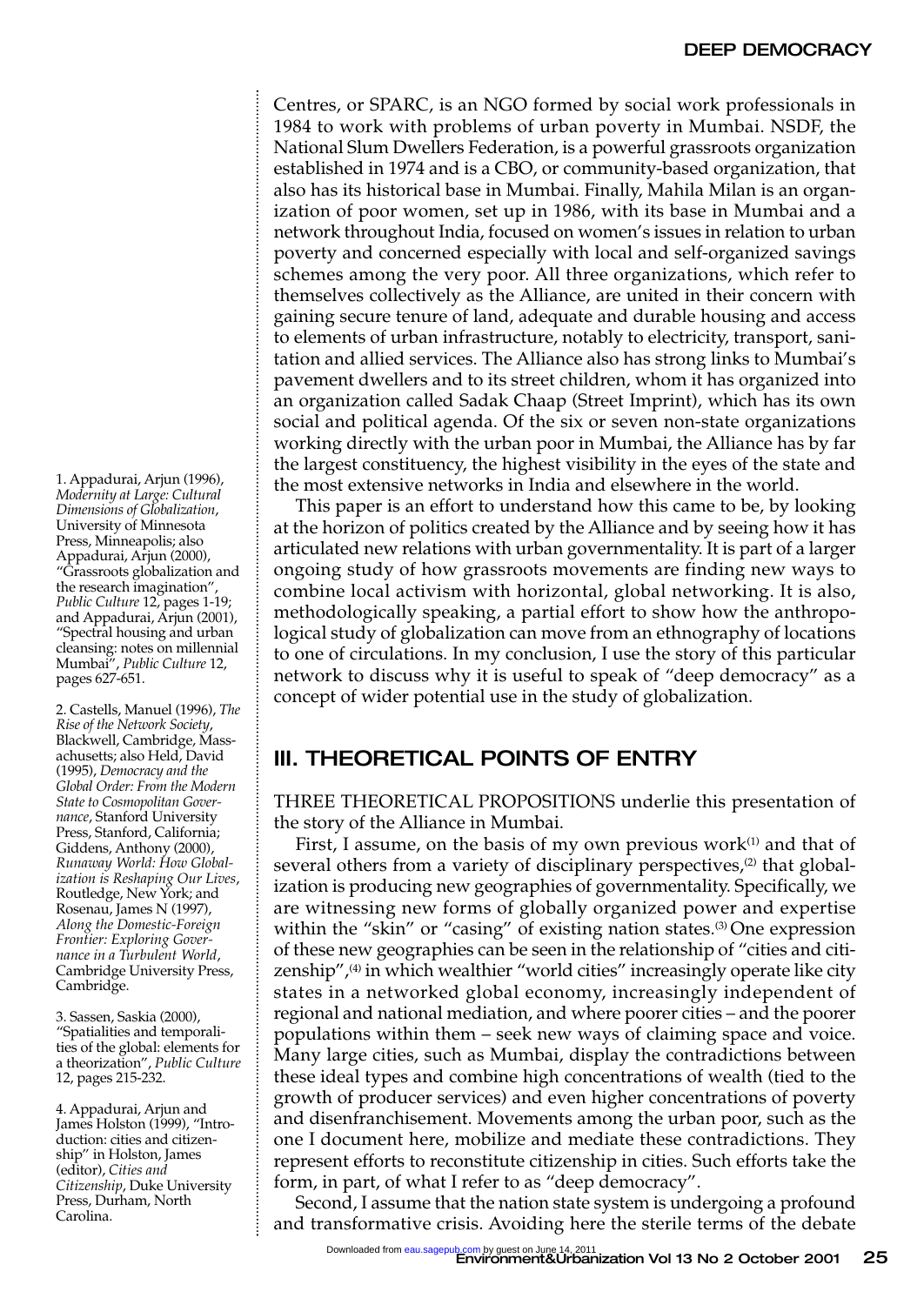Centres, or SPARC, is an NGO formed by social work professionals in 1984 to work with problems of urban poverty in Mumbai. NSDF, the National Slum Dwellers Federation, is a powerful grassroots organization established in 1974 and is a CBO, or community-based organization, that also has its historical base in Mumbai. Finally, Mahila Milan is an organization of poor women, set up in 1986, with its base in Mumbai and a network throughout India, focused on women's issues in relation to urban poverty and concerned especially with local and self-organized savings schemes among the very poor. All three organizations, which refer to themselves collectively as the Alliance, are united in their concern with gaining secure tenure of land, adequate and durable housing and access to elements of urban infrastructure, notably to electricity, transport, sanitation and allied services. The Alliance also has strong links to Mumbai's pavement dwellers and to its street children, whom it has organized into an organization called Sadak Chaap (Street Imprint), which has its own social and political agenda. Of the six or seven non-state organizations working directly with the urban poor in Mumbai, the Alliance has by far the largest constituency, the highest visibility in the eyes of the state and the most extensive networks in India and elsewhere in the world.

This paper is an effort to understand how this came to be, by looking at the horizon of politics created by the Alliance and by seeing how it has articulated new relations with urban governmentality. It is part of a larger ongoing study of how grassroots movements are finding new ways to combine local activism with horizontal, global networking. It is also, methodologically speaking, a partial effort to show how the anthropological study of globalization can move from an ethnography of locations to one of circulations. In my conclusion, I use the story of this particular network to discuss why it is useful to speak of "deep democracy" as a concept of wider potential use in the study of globalization.

## III. THEORETICAL POINTS OF ENTRY

THREE THEORETICAL PROPOSITIONS underlie this presentation of the story of the Alliance in Mumbai.

First, I assume, on the basis of my own previous work[1] and that of several others from a variety of disciplinary perspectives,[2] that globalization is producing new geographies of governmentality. Specifically, we are witnessing new forms of globally organized power and expertise within the "skin" or "casing" of existing nation states.[3] One expression of these new geographies can be seen in the relationship of "cities and citizenship",[4] in which wealthier "world cities" increasingly operate like city states in a networked global economy, increasingly independent of regional and national mediation, and where poorer cities – and the poorer populations within them – seek new ways of claiming space and voice. Many large cities, such as Mumbai, display the contradictions between these ideal types and combine high concentrations of wealth (tied to the growth of producer services) and even higher concentrations of poverty and disenfranchisement. Movements among the urban poor, such as the one I document here, mobilize and mediate these contradictions. They represent efforts to reconstitute citizenship in cities. Such efforts take the form, in part, of what I refer to as "deep democracy".

Second, I assume that the nation state system is undergoing a profound and transformative crisis. Avoiding here the sterile terms of the debate

1. Appadurai, Arjun (1996), *Modernity at Large: Cultural Dimensions of Globalization*, University of Minnesota Press, Minneapolis; also Appadurai, Arjun (2000), "Grassroots globalization and the research imagination", *Public Culture* 12, pages 1-19; and Appadurai, Arjun (2001), "Spectral housing and urban cleansing: notes on millennial Mumbai", *Public Culture* 12, pages 627-651.

2. Castells, Manuel (1996), *The Rise of the Network Society*, Blackwell, Cambridge, Massachusetts; also Held, David (1995), *Democracy and the Global Order: From the Modern State to Cosmopolitan Governance*, Stanford University Press, Stanford, California; Giddens, Anthony (2000), *Runaway World: How Globalization is Reshaping Our Lives*, Routledge, New York; and Rosenau, James N (1997), *Along the Domestic-Foreign Frontier: Exploring Governance in a Turbulent World*, Cambridge University Press, Cambridge.

3. Sassen, Saskia (2000), "Spatialities and temporalities of the global: elements for a theorization", *Public Culture* 12, pages 215-232.

4. Appadurai, Arjun and James Holston (1999), "Introduction: cities and citizenship" in Holston, James (editor), *Cities and Citizenship*, Duke University Press, Durham, North Carolina.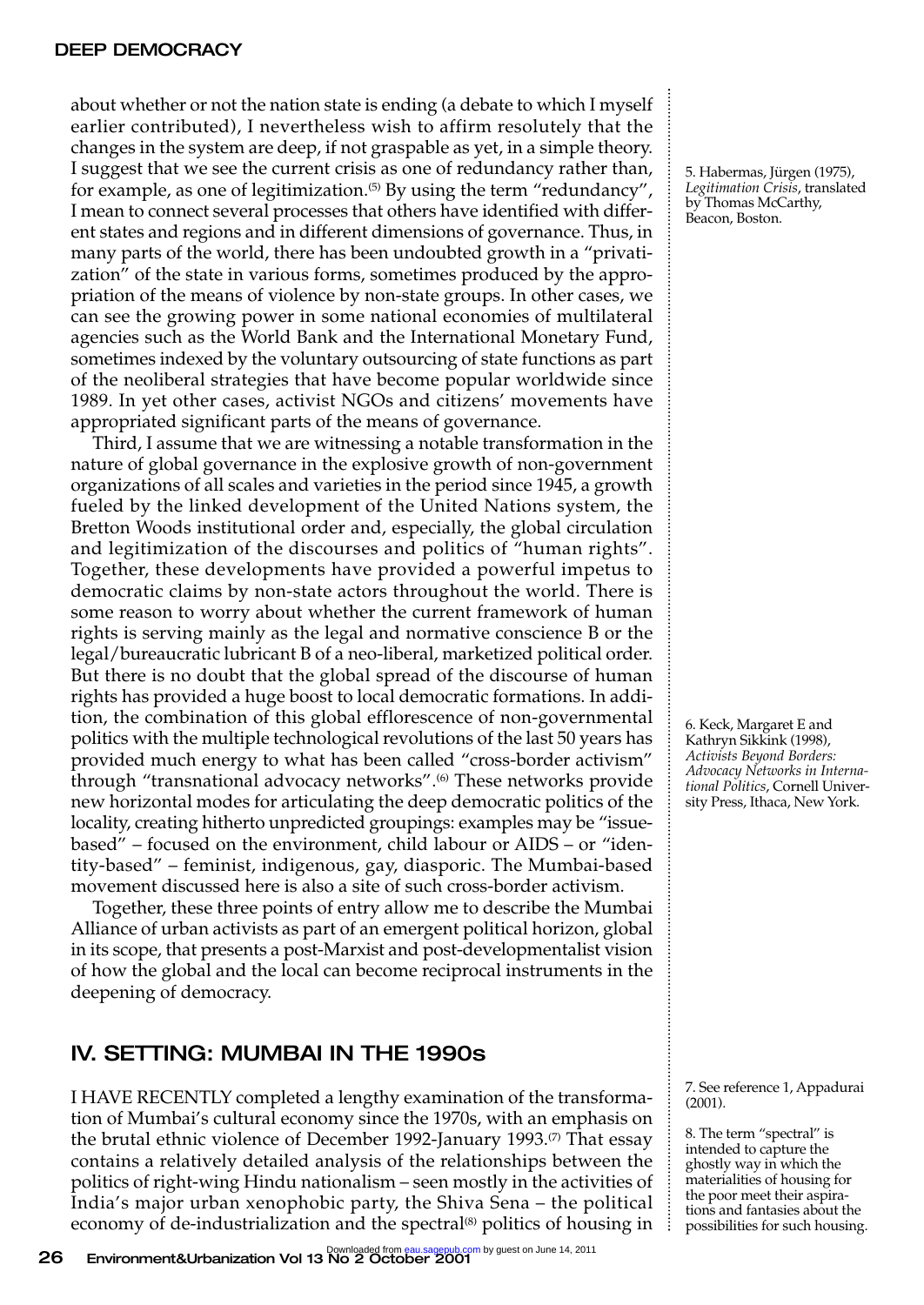about whether or not the nation state is ending (a debate to which I myself earlier contributed), I nevertheless wish to affirm resolutely that the changes in the system are deep, if not graspable as yet, in a simple theory. I suggest that we see the current crisis as one of redundancy rather than, for example, as one of legitimization.[5] By using the term "redundancy", I mean to connect several processes that others have identified with different states and regions and in different dimensions of governance. Thus, in many parts of the world, there has been undoubted growth in a "privatization" of the state in various forms, sometimes produced by the appropriation of the means of violence by non-state groups. In other cases, we can see the growing power in some national economies of multilateral agencies such as the World Bank and the International Monetary Fund, sometimes indexed by the voluntary outsourcing of state functions as part of the neoliberal strategies that have become popular worldwide since 1989. In yet other cases, activist NGOs and citizens' movements have appropriated significant parts of the means of governance.

Third, I assume that we are witnessing a notable transformation in the nature of global governance in the explosive growth of non-government organizations of all scales and varieties in the period since 1945, a growth fueled by the linked development of the United Nations system, the Bretton Woods institutional order and, especially, the global circulation and legitimization of the discourses and politics of "human rights". Together, these developments have provided a powerful impetus to democratic claims by non-state actors throughout the world. There is some reason to worry about whether the current framework of human rights is serving mainly as the legal and normative conscience B or the legal/bureaucratic lubricant B of a neo-liberal, marketized political order. But there is no doubt that the global spread of the discourse of human rights has provided a huge boost to local democratic formations. In addition, the combination of this global efflorescence of non-governmental politics with the multiple technological revolutions of the last 50 years has provided much energy to what has been called "cross-border activism" through "transnational advocacy networks".[6] These networks provide new horizontal modes for articulating the deep democratic politics of the locality, creating hitherto unpredicted groupings: examples may be "issue-based" – focused on the environment, child labour or AIDS – or "identity-based" – feminist, indigenous, gay, diasporic. The Mumbai-based movement discussed here is also a site of such cross-border activism.

Together, these three points of entry allow me to describe the Mumbai Alliance of urban activists as part of an emergent political horizon, global in its scope, that presents a post-Marxist and post-developmentalist vision of how the global and the local can become reciprocal instruments in the deepening of democracy.

## IV. SETTING: MUMBAI IN THE 1990s

I HAVE RECENTLY completed a lengthy examination of the transformation of Mumbai's cultural economy since the 1970s, with an emphasis on the brutal ethnic violence of December 1992-January 1993.[7] That essay contains a relatively detailed analysis of the relationships between the politics of right-wing Hindu nationalism – seen mostly in the activities of India's major urban xenophobic party, the Shiva Sena – the political economy of de-industrialization and the spectral[8] politics of housing in

5. Habermas, Jürgen (1975), *Legitimation Crisis*, translated by Thomas McCarthy, Beacon, Boston.

6. Keck, Margaret E and Kathryn Sikkink (1998), *Activists Beyond Borders: Advocacy Networks in International Politics*, Cornell University Press, Ithaca, New York.

7. See reference 1, Appadurai (2001).

8. The term "spectral" is intended to capture the ghostly way in which the materialities of housing for the poor meet their aspirations and fantasies about the possibilities for such housing.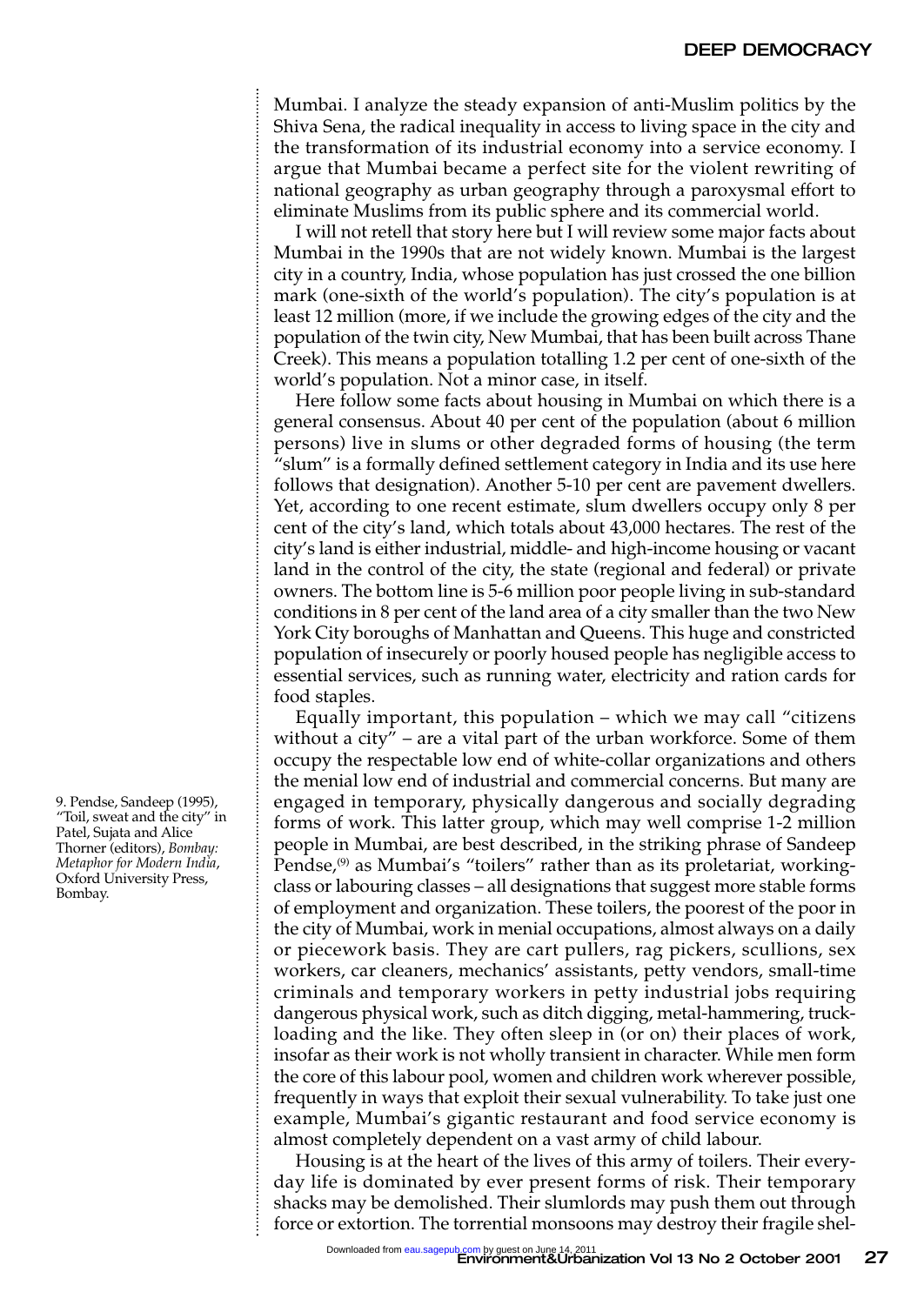Mumbai. I analyze the steady expansion of anti-Muslim politics by the Shiva Sena, the radical inequality in access to living space in the city and the transformation of its industrial economy into a service economy. I argue that Mumbai became a perfect site for the violent rewriting of national geography as urban geography through a paroxysmal effort to eliminate Muslims from its public sphere and its commercial world.

I will not retell that story here but I will review some major facts about Mumbai in the 1990s that are not widely known. Mumbai is the largest city in a country, India, whose population has just crossed the one billion mark (one-sixth of the world's population). The city's population is at least 12 million (more, if we include the growing edges of the city and the population of the twin city, New Mumbai, that has been built across Thane Creek). This means a population totalling 1.2 per cent of one-sixth of the world's population. Not a minor case, in itself.

Here follow some facts about housing in Mumbai on which there is a general consensus. About 40 per cent of the population (about 6 million persons) live in slums or other degraded forms of housing (the term "slum" is a formally defined settlement category in India and its use here follows that designation). Another 5-10 per cent are pavement dwellers. Yet, according to one recent estimate, slum dwellers occupy only 8 per cent of the city's land, which totals about 43,000 hectares. The rest of the city's land is either industrial, middle- and high-income housing or vacant land in the control of the city, the state (regional and federal) or private owners. The bottom line is 5-6 million poor people living in sub-standard conditions in 8 per cent of the land area of a city smaller than the two New York City boroughs of Manhattan and Queens. This huge and constricted population of insecurely or poorly housed people has negligible access to essential services, such as running water, electricity and ration cards for food staples.

Equally important, this population – which we may call "citizens without a city" – are a vital part of the urban workforce. Some of them occupy the respectable low end of white-collar organizations and others the menial low end of industrial and commercial concerns. But many are engaged in temporary, physically dangerous and socially degrading forms of work. This latter group, which may well comprise 1-2 million people in Mumbai, are best described, in the striking phrase of Sandeep Pendse,[9] as Mumbai's "toilers" rather than as its proletariat, working-class or labouring classes – all designations that suggest more stable forms of employment and organization. These toilers, the poorest of the poor in the city of Mumbai, work in menial occupations, almost always on a daily or piecework basis. They are cart pullers, rag pickers, scullions, sex workers, car cleaners, mechanics' assistants, petty vendors, small-time criminals and temporary workers in petty industrial jobs requiring dangerous physical work, such as ditch digging, metal-hammering, truck-loading and the like. They often sleep in (or on) their places of work, insofar as their work is not wholly transient in character. While men form the core of this labour pool, women and children work wherever possible, frequently in ways that exploit their sexual vulnerability. To take just one example, Mumbai's gigantic restaurant and food service economy is almost completely dependent on a vast army of child labour.

Housing is at the heart of the lives of this army of toilers. Their everyday life is dominated by ever present forms of risk. Their temporary shacks may be demolished. Their slumlords may push them out through force or extortion. The torrential monsoons may destroy their fragile shel-

9. Pendse, Sandeep (1995), "Toil, sweat and the city" in Patel, Sujata and Alice Thorner (editors), *Bombay: Metaphor for Modern India*, Oxford University Press, Bombay.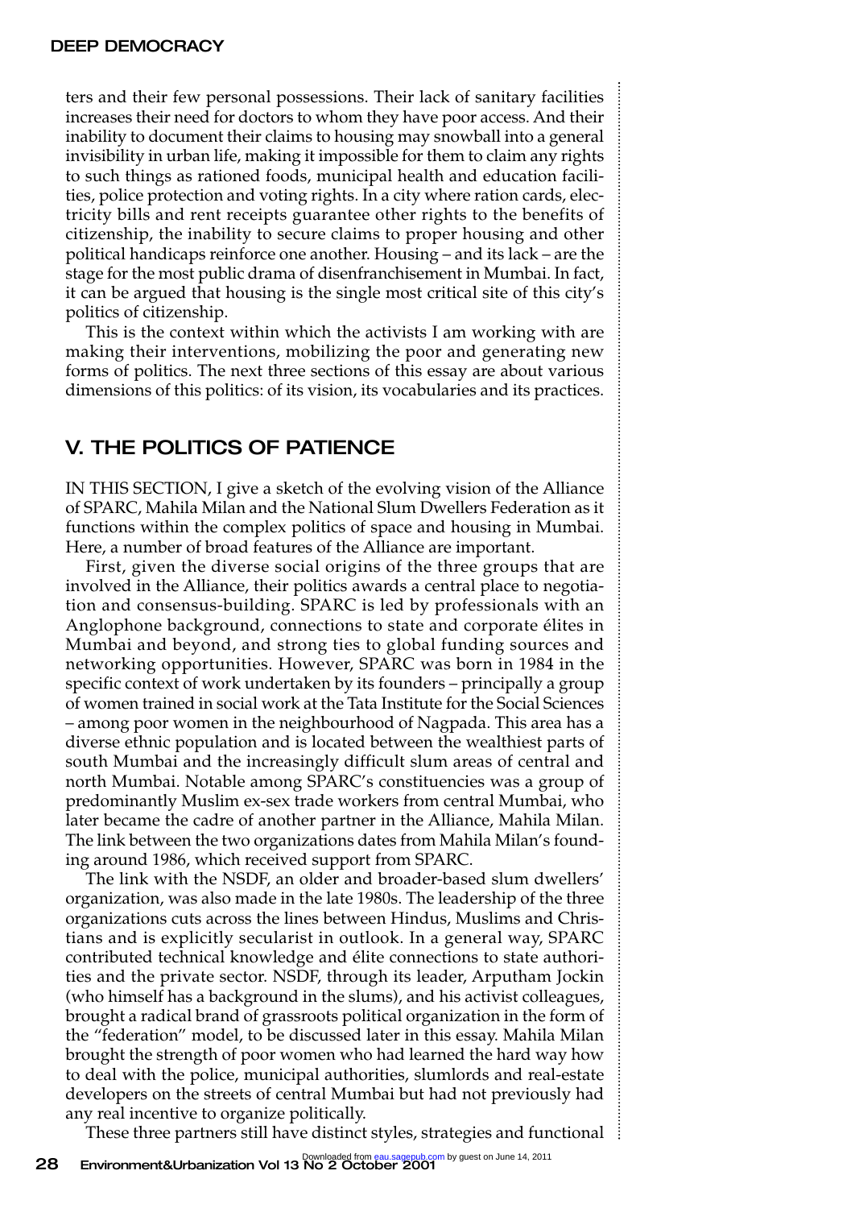ters and their few personal possessions. Their lack of sanitary facilities increases their need for doctors to whom they have poor access. And their inability to document their claims to housing may snowball into a general invisibility in urban life, making it impossible for them to claim any rights to such things as rationed foods, municipal health and education facilities, police protection and voting rights. In a city where ration cards, electricity bills and rent receipts guarantee other rights to the benefits of citizenship, the inability to secure claims to proper housing and other political handicaps reinforce one another. Housing – and its lack – are the stage for the most public drama of disenfranchisement in Mumbai. In fact, it can be argued that housing is the single most critical site of this city's politics of citizenship.

This is the context within which the activists I am working with are making their interventions, mobilizing the poor and generating new forms of politics. The next three sections of this essay are about various dimensions of this politics: of its vision, its vocabularies and its practices.

## V. THE POLITICS OF PATIENCE

IN THIS SECTION, I give a sketch of the evolving vision of the Alliance of SPARC, Mahila Milan and the National Slum Dwellers Federation as it functions within the complex politics of space and housing in Mumbai. Here, a number of broad features of the Alliance are important.

First, given the diverse social origins of the three groups that are involved in the Alliance, their politics awards a central place to negotiation and consensus-building. SPARC is led by professionals with an Anglophone background, connections to state and corporate élites in Mumbai and beyond, and strong ties to global funding sources and networking opportunities. However, SPARC was born in 1984 in the specific context of work undertaken by its founders – principally a group of women trained in social work at the Tata Institute for the Social Sciences – among poor women in the neighbourhood of Nagpada. This area has a diverse ethnic population and is located between the wealthiest parts of south Mumbai and the increasingly difficult slum areas of central and north Mumbai. Notable among SPARC's constituencies was a group of predominantly Muslim ex-sex trade workers from central Mumbai, who later became the cadre of another partner in the Alliance, Mahila Milan. The link between the two organizations dates from Mahila Milan's founding around 1986, which received support from SPARC.

The link with the NSDF, an older and broader-based slum dwellers' organization, was also made in the late 1980s. The leadership of the three organizations cuts across the lines between Hindus, Muslims and Christians and is explicitly secularist in outlook. In a general way, SPARC contributed technical knowledge and élite connections to state authorities and the private sector. NSDF, through its leader, Arputham Jockin (who himself has a background in the slums), and his activist colleagues, brought a radical brand of grassroots political organization in the form of the "federation" model, to be discussed later in this essay. Mahila Milan brought the strength of poor women who had learned the hard way how to deal with the police, municipal authorities, slumlords and real-estate developers on the streets of central Mumbai but had not previously had any real incentive to organize politically.

These three partners still have distinct styles, strategies and functional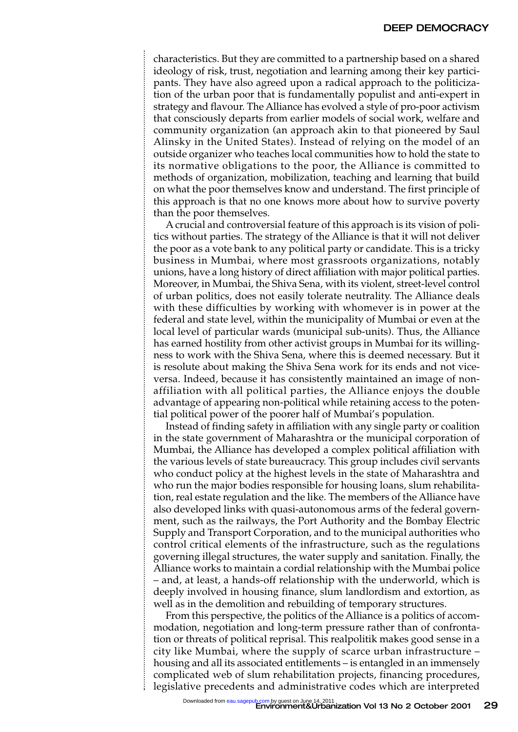characteristics. But they are committed to a partnership based on a shared ideology of risk, trust, negotiation and learning among their key participants. They have also agreed upon a radical approach to the politicization of the urban poor that is fundamentally populist and anti-expert in strategy and flavour. The Alliance has evolved a style of pro-poor activism that consciously departs from earlier models of social work, welfare and community organization (an approach akin to that pioneered by Saul Alinsky in the United States). Instead of relying on the model of an outside organizer who teaches local communities how to hold the state to its normative obligations to the poor, the Alliance is committed to methods of organization, mobilization, teaching and learning that build on what the poor themselves know and understand. The first principle of this approach is that no one knows more about how to survive poverty than the poor themselves.

A crucial and controversial feature of this approach is its vision of politics without parties. The strategy of the Alliance is that it will not deliver the poor as a vote bank to any political party or candidate. This is a tricky business in Mumbai, where most grassroots organizations, notably unions, have a long history of direct affiliation with major political parties. Moreover, in Mumbai, the Shiva Sena, with its violent, street-level control of urban politics, does not easily tolerate neutrality. The Alliance deals with these difficulties by working with whomever is in power at the federal and state level, within the municipality of Mumbai or even at the local level of particular wards (municipal sub-units). Thus, the Alliance has earned hostility from other activist groups in Mumbai for its willingness to work with the Shiva Sena, where this is deemed necessary. But it is resolute about making the Shiva Sena work for its ends and not vice-versa. Indeed, because it has consistently maintained an image of non-affiliation with all political parties, the Alliance enjoys the double advantage of appearing non-political while retaining access to the potential political power of the poorer half of Mumbai's population.

Instead of finding safety in affiliation with any single party or coalition in the state government of Maharashtra or the municipal corporation of Mumbai, the Alliance has developed a complex political affiliation with the various levels of state bureaucracy. This group includes civil servants who conduct policy at the highest levels in the state of Maharashtra and who run the major bodies responsible for housing loans, slum rehabilitation, real estate regulation and the like. The members of the Alliance have also developed links with quasi-autonomous arms of the federal government, such as the railways, the Port Authority and the Bombay Electric Supply and Transport Corporation, and to the municipal authorities who control critical elements of the infrastructure, such as the regulations governing illegal structures, the water supply and sanitation. Finally, the Alliance works to maintain a cordial relationship with the Mumbai police – and, at least, a hands-off relationship with the underworld, which is deeply involved in housing finance, slum landlordism and extortion, as well as in the demolition and rebuilding of temporary structures.

From this perspective, the politics of the Alliance is a politics of accommodation, negotiation and long-term pressure rather than of confrontation or threats of political reprisal. This realpolitik makes good sense in a city like Mumbai, where the supply of scarce urban infrastructure – housing and all its associated entitlements – is entangled in an immensely complicated web of slum rehabilitation projects, financing procedures, legislative precedents and administrative codes which are interpreted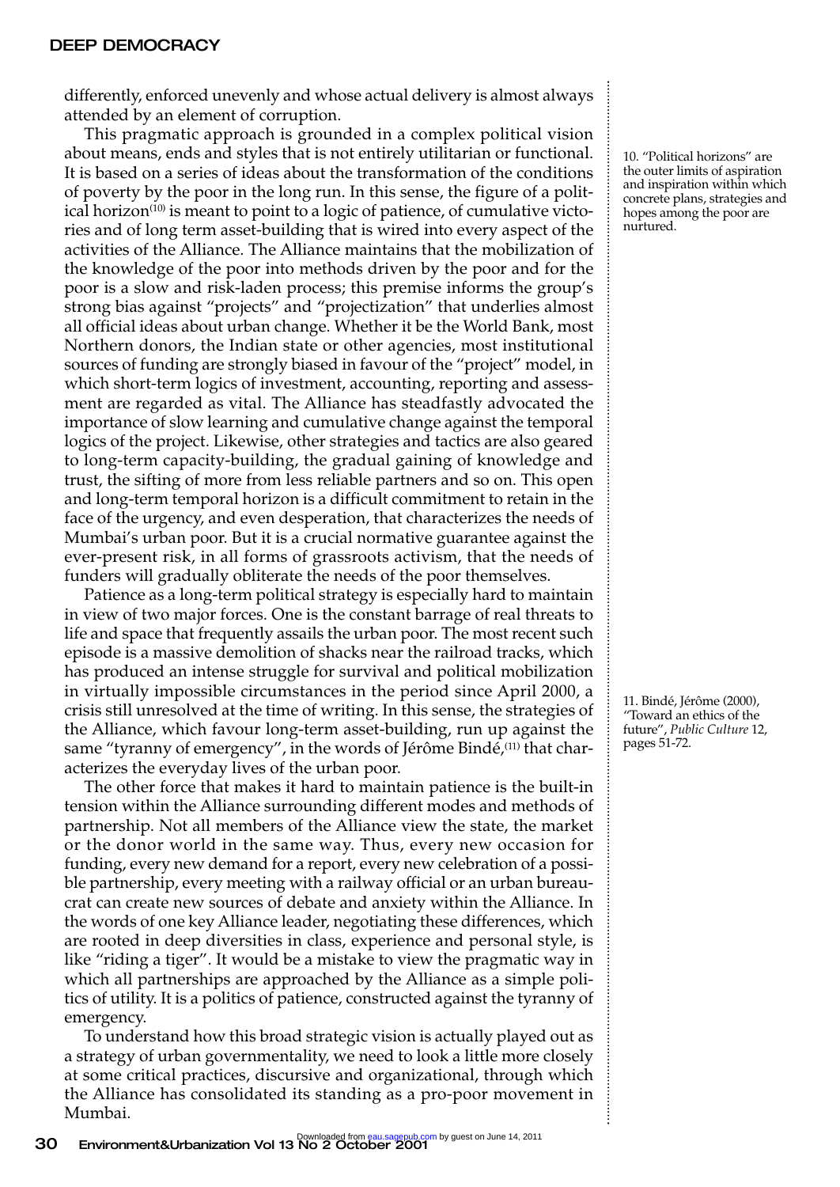differently, enforced unevenly and whose actual delivery is almost always attended by an element of corruption.

This pragmatic approach is grounded in a complex political vision about means, ends and styles that is not entirely utilitarian or functional. It is based on a series of ideas about the transformation of the conditions of poverty by the poor in the long run. In this sense, the figure of a political horizon[10] is meant to point to a logic of patience, of cumulative victories and of long term asset-building that is wired into every aspect of the activities of the Alliance. The Alliance maintains that the mobilization of the knowledge of the poor into methods driven by the poor and for the poor is a slow and risk-laden process; this premise informs the group's strong bias against "projects" and "projectization" that underlies almost all official ideas about urban change. Whether it be the World Bank, most Northern donors, the Indian state or other agencies, most institutional sources of funding are strongly biased in favour of the "project" model, in which short-term logics of investment, accounting, reporting and assessment are regarded as vital. The Alliance has steadfastly advocated the importance of slow learning and cumulative change against the temporal logics of the project. Likewise, other strategies and tactics are also geared to long-term capacity-building, the gradual gaining of knowledge and trust, the sifting of more from less reliable partners and so on. This open and long-term temporal horizon is a difficult commitment to retain in the face of the urgency, and even desperation, that characterizes the needs of Mumbai's urban poor. But it is a crucial normative guarantee against the ever-present risk, in all forms of grassroots activism, that the needs of funders will gradually obliterate the needs of the poor themselves.

Patience as a long-term political strategy is especially hard to maintain in view of two major forces. One is the constant barrage of real threats to life and space that frequently assails the urban poor. The most recent such episode is a massive demolition of shacks near the railroad tracks, which has produced an intense struggle for survival and political mobilization in virtually impossible circumstances in the period since April 2000, a crisis still unresolved at the time of writing. In this sense, the strategies of the Alliance, which favour long-term asset-building, run up against the same "tyranny of emergency", in the words of Jérôme Bindé,[11] that characterizes the everyday lives of the urban poor.

The other force that makes it hard to maintain patience is the built-in tension within the Alliance surrounding different modes and methods of partnership. Not all members of the Alliance view the state, the market or the donor world in the same way. Thus, every new occasion for funding, every new demand for a report, every new celebration of a possible partnership, every meeting with a railway official or an urban bureaucrat can create new sources of debate and anxiety within the Alliance. In the words of one key Alliance leader, negotiating these differences, which are rooted in deep diversities in class, experience and personal style, is like "riding a tiger". It would be a mistake to view the pragmatic way in which all partnerships are approached by the Alliance as a simple politics of utility. It is a politics of patience, constructed against the tyranny of emergency.

To understand how this broad strategic vision is actually played out as a strategy of urban governmentality, we need to look a little more closely at some critical practices, discursive and organizational, through which the Alliance has consolidated its standing as a pro-poor movement in Mumbai.

10. "Political horizons" are the outer limits of aspiration and inspiration within which concrete plans, strategies and hopes among the poor are nurtured.

11. Bindé, Jérôme (2000), "Toward an ethics of the future", *Public Culture* 12, pages 51-72.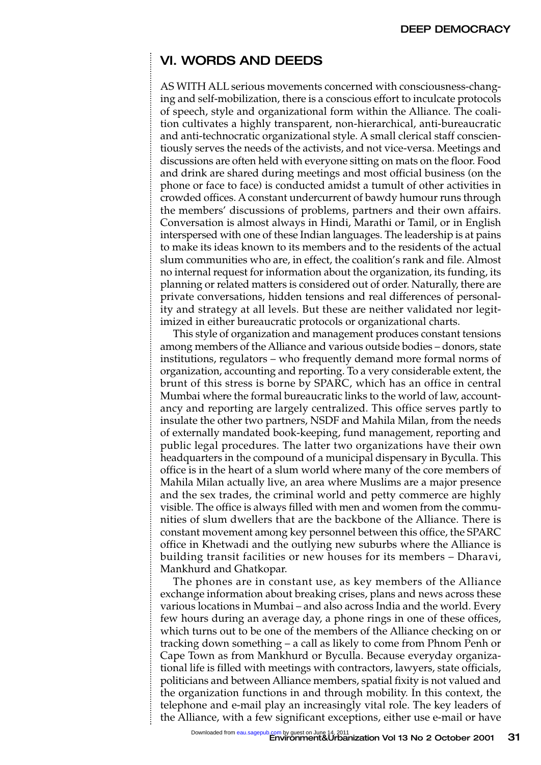## VI. WORDS AND DEEDS

AS WITH ALL serious movements concerned with consciousness-changing and self-mobilization, there is a conscious effort to inculcate protocols of speech, style and organizational form within the Alliance. The coalition cultivates a highly transparent, non-hierarchical, anti-bureaucratic and anti-technocratic organizational style. A small clerical staff conscientiously serves the needs of the activists, and not vice-versa. Meetings and discussions are often held with everyone sitting on mats on the floor. Food and drink are shared during meetings and most official business (on the phone or face to face) is conducted amidst a tumult of other activities in crowded offices. A constant undercurrent of bawdy humour runs through the members' discussions of problems, partners and their own affairs. Conversation is almost always in Hindi, Marathi or Tamil, or in English interspersed with one of these Indian languages. The leadership is at pains to make its ideas known to its members and to the residents of the actual slum communities who are, in effect, the coalition's rank and file. Almost no internal request for information about the organization, its funding, its planning or related matters is considered out of order. Naturally, there are private conversations, hidden tensions and real differences of personality and strategy at all levels. But these are neither validated nor legitimized in either bureaucratic protocols or organizational charts.

This style of organization and management produces constant tensions among members of the Alliance and various outside bodies – donors, state institutions, regulators – who frequently demand more formal norms of organization, accounting and reporting. To a very considerable extent, the brunt of this stress is borne by SPARC, which has an office in central Mumbai where the formal bureaucratic links to the world of law, accountancy and reporting are largely centralized. This office serves partly to insulate the other two partners, NSDF and Mahila Milan, from the needs of externally mandated book-keeping, fund management, reporting and public legal procedures. The latter two organizations have their own headquarters in the compound of a municipal dispensary in Byculla. This office is in the heart of a slum world where many of the core members of Mahila Milan actually live, an area where Muslims are a major presence and the sex trades, the criminal world and petty commerce are highly visible. The office is always filled with men and women from the communities of slum dwellers that are the backbone of the Alliance. There is constant movement among key personnel between this office, the SPARC office in Khetwadi and the outlying new suburbs where the Alliance is building transit facilities or new houses for its members – Dharavi, Mankhurd and Ghatkopar.

The phones are in constant use, as key members of the Alliance exchange information about breaking crises, plans and news across these various locations in Mumbai – and also across India and the world. Every few hours during an average day, a phone rings in one of these offices, which turns out to be one of the members of the Alliance checking on or tracking down something – a call as likely to come from Phnom Penh or Cape Town as from Mankhurd or Byculla. Because everyday organizational life is filled with meetings with contractors, lawyers, state officials, politicians and between Alliance members, spatial fixity is not valued and the organization functions in and through mobility. In this context, the telephone and e-mail play an increasingly vital role. The key leaders of the Alliance, with a few significant exceptions, either use e-mail or have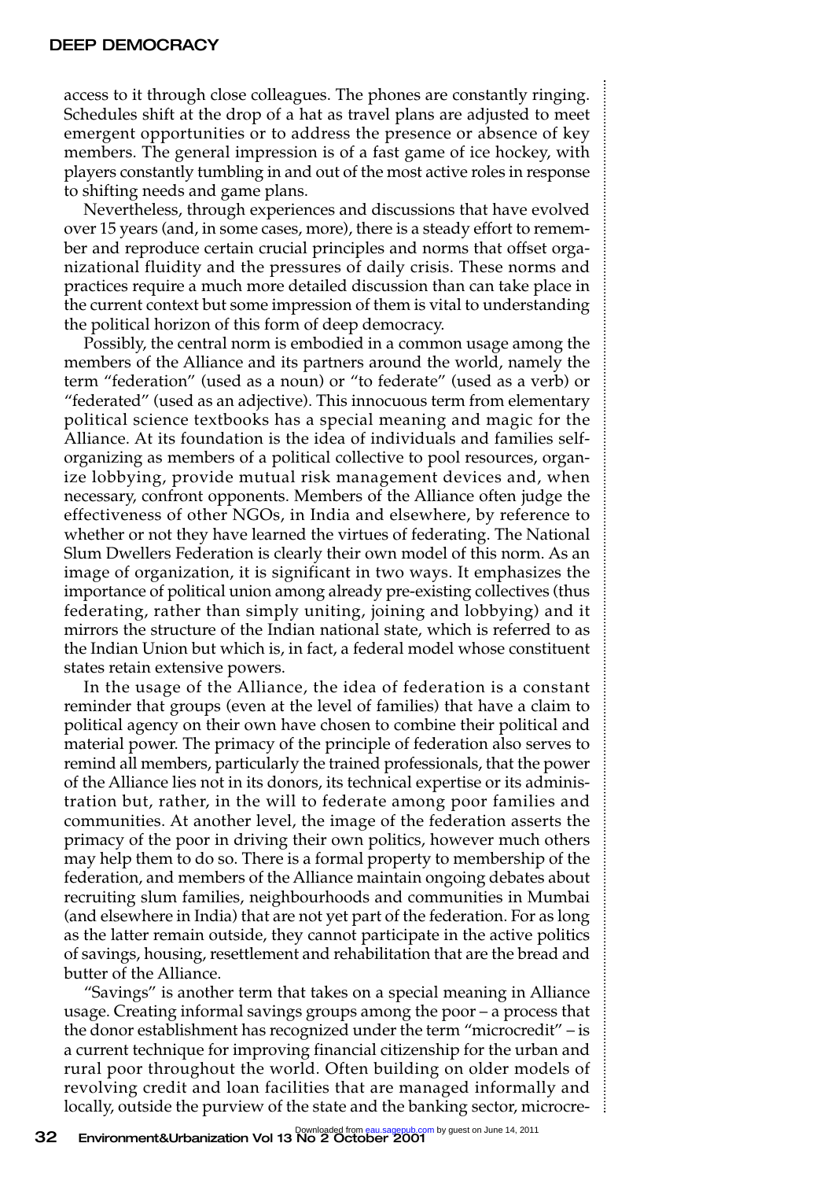access to it through close colleagues. The phones are constantly ringing. Schedules shift at the drop of a hat as travel plans are adjusted to meet emergent opportunities or to address the presence or absence of key members. The general impression is of a fast game of ice hockey, with players constantly tumbling in and out of the most active roles in response to shifting needs and game plans.

Nevertheless, through experiences and discussions that have evolved over 15 years (and, in some cases, more), there is a steady effort to remember and reproduce certain crucial principles and norms that offset organizational fluidity and the pressures of daily crisis. These norms and practices require a much more detailed discussion than can take place in the current context but some impression of them is vital to understanding the political horizon of this form of deep democracy.

Possibly, the central norm is embodied in a common usage among the members of the Alliance and its partners around the world, namely the term "federation" (used as a noun) or "to federate" (used as a verb) or "federated" (used as an adjective). This innocuous term from elementary political science textbooks has a special meaning and magic for the Alliance. At its foundation is the idea of individuals and families self-organizing as members of a political collective to pool resources, organize lobbying, provide mutual risk management devices and, when necessary, confront opponents. Members of the Alliance often judge the effectiveness of other NGOs, in India and elsewhere, by reference to whether or not they have learned the virtues of federating. The National Slum Dwellers Federation is clearly their own model of this norm. As an image of organization, it is significant in two ways. It emphasizes the importance of political union among already pre-existing collectives (thus federating, rather than simply uniting, joining and lobbying) and it mirrors the structure of the Indian national state, which is referred to as the Indian Union but which is, in fact, a federal model whose constituent states retain extensive powers.

In the usage of the Alliance, the idea of federation is a constant reminder that groups (even at the level of families) that have a claim to political agency on their own have chosen to combine their political and material power. The primacy of the principle of federation also serves to remind all members, particularly the trained professionals, that the power of the Alliance lies not in its donors, its technical expertise or its administration but, rather, in the will to federate among poor families and communities. At another level, the image of the federation asserts the primacy of the poor in driving their own politics, however much others may help them to do so. There is a formal property to membership of the federation, and members of the Alliance maintain ongoing debates about recruiting slum families, neighbourhoods and communities in Mumbai (and elsewhere in India) that are not yet part of the federation. For as long as the latter remain outside, they cannot participate in the active politics of savings, housing, resettlement and rehabilitation that are the bread and butter of the Alliance.

"Savings" is another term that takes on a special meaning in Alliance usage. Creating informal savings groups among the poor – a process that the donor establishment has recognized under the term "microcredit" – is a current technique for improving financial citizenship for the urban and rural poor throughout the world. Often building on older models of revolving credit and loan facilities that are managed informally and locally, outside the purview of the state and the banking sector, microcre-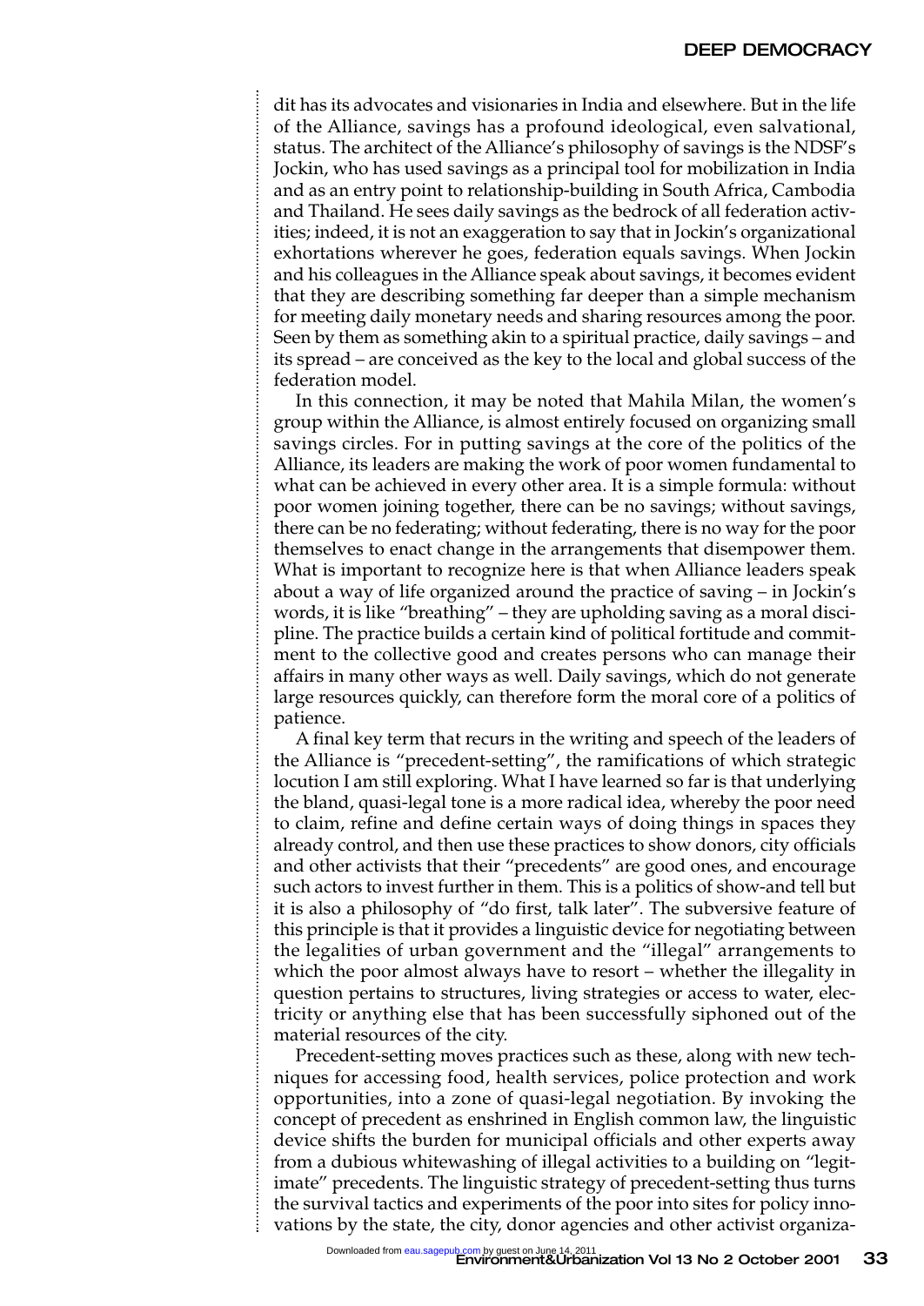dit has its advocates and visionaries in India and elsewhere. But in the life of the Alliance, savings has a profound ideological, even salvational, status. The architect of the Alliance's philosophy of savings is the NDSF's Jockin, who has used savings as a principal tool for mobilization in India and as an entry point to relationship-building in South Africa, Cambodia and Thailand. He sees daily savings as the bedrock of all federation activities; indeed, it is not an exaggeration to say that in Jockin's organizational exhortations wherever he goes, federation equals savings. When Jockin and his colleagues in the Alliance speak about savings, it becomes evident that they are describing something far deeper than a simple mechanism for meeting daily monetary needs and sharing resources among the poor. Seen by them as something akin to a spiritual practice, daily savings – and its spread – are conceived as the key to the local and global success of the federation model.

In this connection, it may be noted that Mahila Milan, the women's group within the Alliance, is almost entirely focused on organizing small savings circles. For in putting savings at the core of the politics of the Alliance, its leaders are making the work of poor women fundamental to what can be achieved in every other area. It is a simple formula: without poor women joining together, there can be no savings; without savings, there can be no federating; without federating, there is no way for the poor themselves to enact change in the arrangements that disempower them. What is important to recognize here is that when Alliance leaders speak about a way of life organized around the practice of saving – in Jockin's words, it is like "breathing" – they are upholding saving as a moral discipline. The practice builds a certain kind of political fortitude and commitment to the collective good and creates persons who can manage their affairs in many other ways as well. Daily savings, which do not generate large resources quickly, can therefore form the moral core of a politics of patience.

A final key term that recurs in the writing and speech of the leaders of the Alliance is "precedent-setting", the ramifications of which strategic locution I am still exploring. What I have learned so far is that underlying the bland, quasi-legal tone is a more radical idea, whereby the poor need to claim, refine and define certain ways of doing things in spaces they already control, and then use these practices to show donors, city officials and other activists that their "precedents" are good ones, and encourage such actors to invest further in them. This is a politics of show-and tell but it is also a philosophy of "do first, talk later". The subversive feature of this principle is that it provides a linguistic device for negotiating between the legalities of urban government and the "illegal" arrangements to which the poor almost always have to resort – whether the illegality in question pertains to structures, living strategies or access to water, electricity or anything else that has been successfully siphoned out of the material resources of the city.

Precedent-setting moves practices such as these, along with new techniques for accessing food, health services, police protection and work opportunities, into a zone of quasi-legal negotiation. By invoking the concept of precedent as enshrined in English common law, the linguistic device shifts the burden for municipal officials and other experts away from a dubious whitewashing of illegal activities to a building on "legitimate" precedents. The linguistic strategy of precedent-setting thus turns the survival tactics and experiments of the poor into sites for policy innovations by the state, the city, donor agencies and other activist organiza-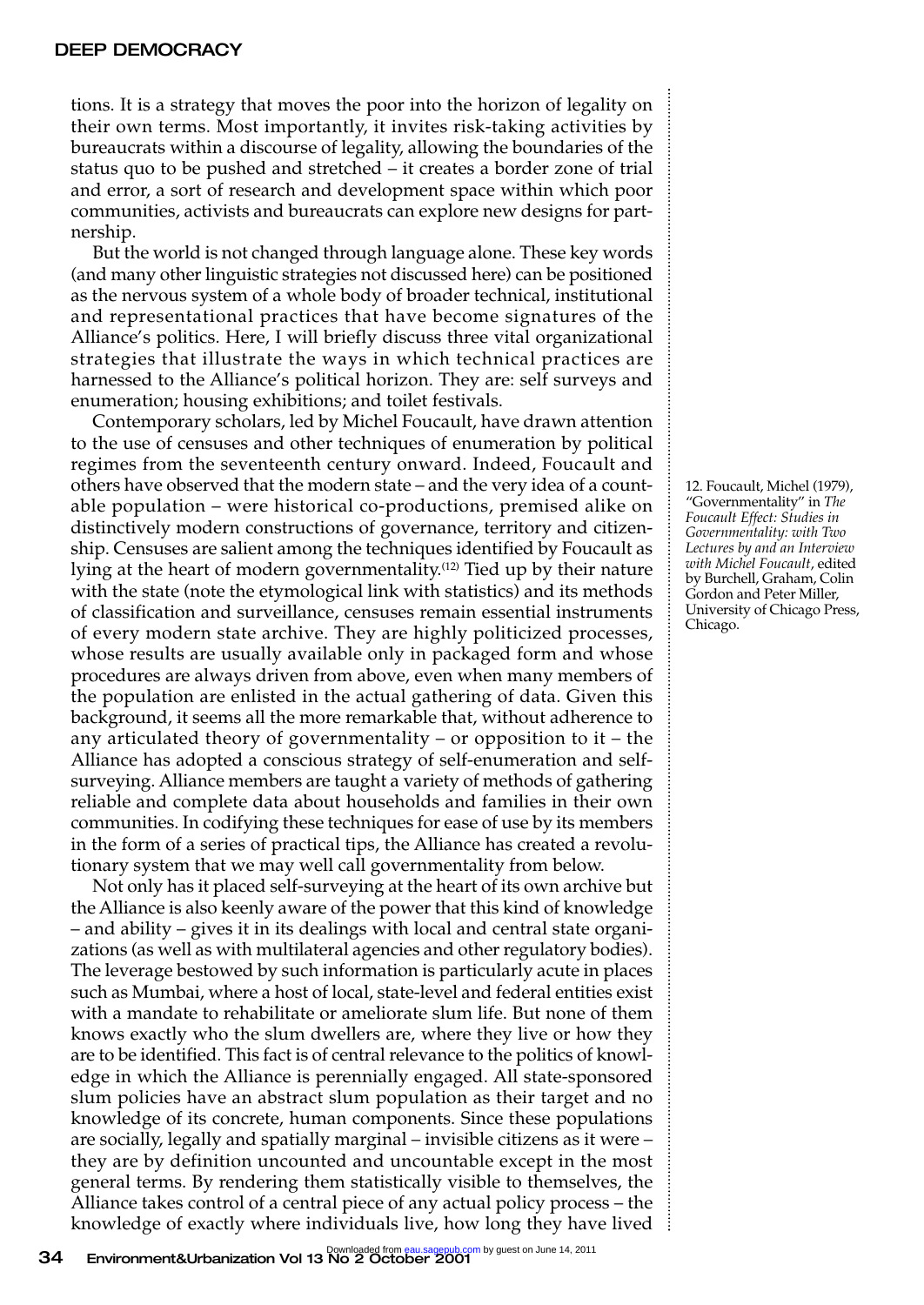tions. It is a strategy that moves the poor into the horizon of legality on their own terms. Most importantly, it invites risk-taking activities by bureaucrats within a discourse of legality, allowing the boundaries of the status quo to be pushed and stretched – it creates a border zone of trial and error, a sort of research and development space within which poor communities, activists and bureaucrats can explore new designs for partnership.

But the world is not changed through language alone. These key words (and many other linguistic strategies not discussed here) can be positioned as the nervous system of a whole body of broader technical, institutional and representational practices that have become signatures of the Alliance's politics. Here, I will briefly discuss three vital organizational strategies that illustrate the ways in which technical practices are harnessed to the Alliance's political horizon. They are: self surveys and enumeration; housing exhibitions; and toilet festivals.

Contemporary scholars, led by Michel Foucault, have drawn attention to the use of censuses and other techniques of enumeration by political regimes from the seventeenth century onward. Indeed, Foucault and others have observed that the modern state – and the very idea of a countable population – were historical co-productions, premised alike on distinctively modern constructions of governance, territory and citizenship. Censuses are salient among the techniques identified by Foucault as lying at the heart of modern governmentality.[12] Tied up by their nature with the state (note the etymological link with statistics) and its methods of classification and surveillance, censuses remain essential instruments of every modern state archive. They are highly politicized processes, whose results are usually available only in packaged form and whose procedures are always driven from above, even when many members of the population are enlisted in the actual gathering of data. Given this background, it seems all the more remarkable that, without adherence to any articulated theory of governmentality – or opposition to it – the Alliance has adopted a conscious strategy of self-enumeration and self-surveying. Alliance members are taught a variety of methods of gathering reliable and complete data about households and families in their own communities. In codifying these techniques for ease of use by its members in the form of a series of practical tips, the Alliance has created a revolutionary system that we may well call governmentality from below.

Not only has it placed self-surveying at the heart of its own archive but the Alliance is also keenly aware of the power that this kind of knowledge – and ability – gives it in its dealings with local and central state organizations (as well as with multilateral agencies and other regulatory bodies). The leverage bestowed by such information is particularly acute in places such as Mumbai, where a host of local, state-level and federal entities exist with a mandate to rehabilitate or ameliorate slum life. But none of them knows exactly who the slum dwellers are, where they live or how they are to be identified. This fact is of central relevance to the politics of knowledge in which the Alliance is perennially engaged. All state-sponsored slum policies have an abstract slum population as their target and no knowledge of its concrete, human components. Since these populations are socially, legally and spatially marginal – invisible citizens as it were – they are by definition uncounted and uncountable except in the most general terms. By rendering them statistically visible to themselves, the Alliance takes control of a central piece of any actual policy process – the knowledge of exactly where individuals live, how long they have lived

12. Foucault, Michel (1979), "Governmentality" in *The Foucault Effect: Studies in Governmentality: with Two Lectures by and an Interview with Michel Foucault*, edited by Burchell, Graham, Colin Gordon and Peter Miller, University of Chicago Press, Chicago.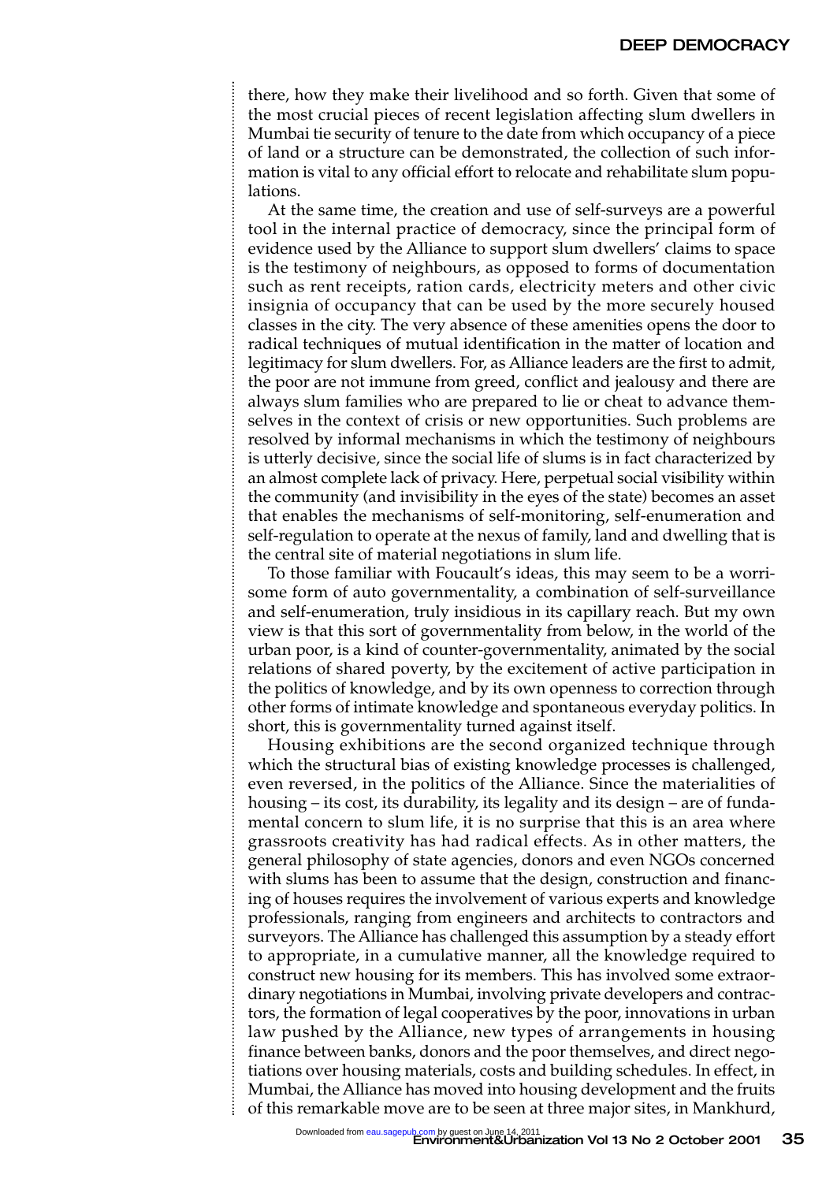there, how they make their livelihood and so forth. Given that some of the most crucial pieces of recent legislation affecting slum dwellers in Mumbai tie security of tenure to the date from which occupancy of a piece of land or a structure can be demonstrated, the collection of such information is vital to any official effort to relocate and rehabilitate slum populations.

At the same time, the creation and use of self-surveys are a powerful tool in the internal practice of democracy, since the principal form of evidence used by the Alliance to support slum dwellers' claims to space is the testimony of neighbours, as opposed to forms of documentation such as rent receipts, ration cards, electricity meters and other civic insignia of occupancy that can be used by the more securely housed classes in the city. The very absence of these amenities opens the door to radical techniques of mutual identification in the matter of location and legitimacy for slum dwellers. For, as Alliance leaders are the first to admit, the poor are not immune from greed, conflict and jealousy and there are always slum families who are prepared to lie or cheat to advance themselves in the context of crisis or new opportunities. Such problems are resolved by informal mechanisms in which the testimony of neighbours is utterly decisive, since the social life of slums is in fact characterized by an almost complete lack of privacy. Here, perpetual social visibility within the community (and invisibility in the eyes of the state) becomes an asset that enables the mechanisms of self-monitoring, self-enumeration and self-regulation to operate at the nexus of family, land and dwelling that is the central site of material negotiations in slum life.

To those familiar with Foucault's ideas, this may seem to be a worrisome form of auto governmentality, a combination of self-surveillance and self-enumeration, truly insidious in its capillary reach. But my own view is that this sort of governmentality from below, in the world of the urban poor, is a kind of counter-governmentality, animated by the social relations of shared poverty, by the excitement of active participation in the politics of knowledge, and by its own openness to correction through other forms of intimate knowledge and spontaneous everyday politics. In short, this is governmentality turned against itself.

Housing exhibitions are the second organized technique through which the structural bias of existing knowledge processes is challenged, even reversed, in the politics of the Alliance. Since the materialities of housing – its cost, its durability, its legality and its design – are of fundamental concern to slum life, it is no surprise that this is an area where grassroots creativity has had radical effects. As in other matters, the general philosophy of state agencies, donors and even NGOs concerned with slums has been to assume that the design, construction and financing of houses requires the involvement of various experts and knowledge professionals, ranging from engineers and architects to contractors and surveyors. The Alliance has challenged this assumption by a steady effort to appropriate, in a cumulative manner, all the knowledge required to construct new housing for its members. This has involved some extraordinary negotiations in Mumbai, involving private developers and contractors, the formation of legal cooperatives by the poor, innovations in urban law pushed by the Alliance, new types of arrangements in housing finance between banks, donors and the poor themselves, and direct negotiations over housing materials, costs and building schedules. In effect, in Mumbai, the Alliance has moved into housing development and the fruits of this remarkable move are to be seen at three major sites, in Mankhurd,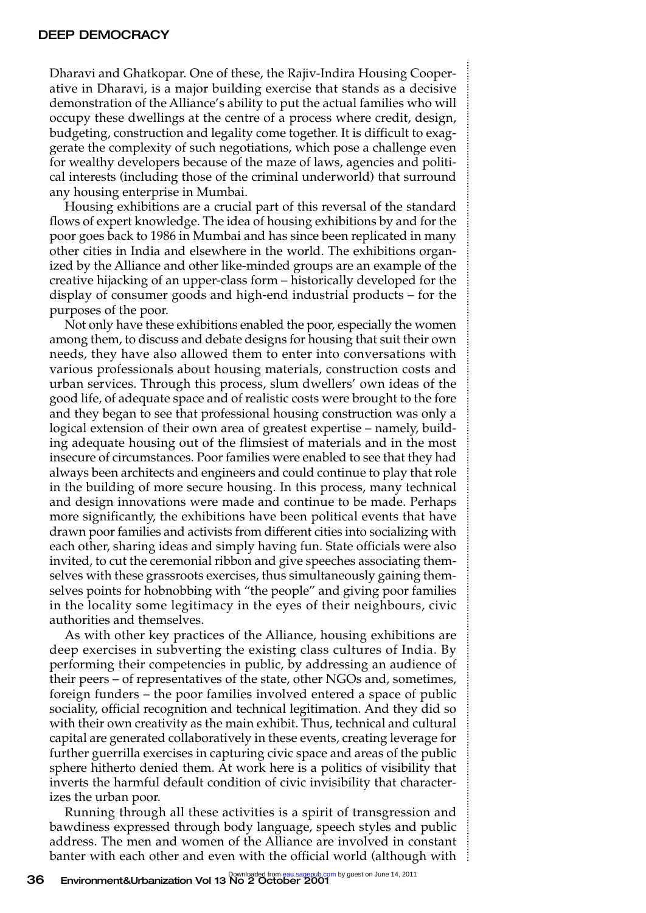Dharavi and Ghatkopar. One of these, the Rajiv-Indira Housing Cooperative in Dharavi, is a major building exercise that stands as a decisive demonstration of the Alliance's ability to put the actual families who will occupy these dwellings at the centre of a process where credit, design, budgeting, construction and legality come together. It is difficult to exaggerate the complexity of such negotiations, which pose a challenge even for wealthy developers because of the maze of laws, agencies and political interests (including those of the criminal underworld) that surround any housing enterprise in Mumbai.

Housing exhibitions are a crucial part of this reversal of the standard flows of expert knowledge. The idea of housing exhibitions by and for the poor goes back to 1986 in Mumbai and has since been replicated in many other cities in India and elsewhere in the world. The exhibitions organized by the Alliance and other like-minded groups are an example of the creative hijacking of an upper-class form – historically developed for the display of consumer goods and high-end industrial products – for the purposes of the poor.

Not only have these exhibitions enabled the poor, especially the women among them, to discuss and debate designs for housing that suit their own needs, they have also allowed them to enter into conversations with various professionals about housing materials, construction costs and urban services. Through this process, slum dwellers' own ideas of the good life, of adequate space and of realistic costs were brought to the fore and they began to see that professional housing construction was only a logical extension of their own area of greatest expertise – namely, building adequate housing out of the flimsiest of materials and in the most insecure of circumstances. Poor families were enabled to see that they had always been architects and engineers and could continue to play that role in the building of more secure housing. In this process, many technical and design innovations were made and continue to be made. Perhaps more significantly, the exhibitions have been political events that have drawn poor families and activists from different cities into socializing with each other, sharing ideas and simply having fun. State officials were also invited, to cut the ceremonial ribbon and give speeches associating themselves with these grassroots exercises, thus simultaneously gaining themselves points for hobnobbing with "the people" and giving poor families in the locality some legitimacy in the eyes of their neighbours, civic authorities and themselves.

As with other key practices of the Alliance, housing exhibitions are deep exercises in subverting the existing class cultures of India. By performing their competencies in public, by addressing an audience of their peers – of representatives of the state, other NGOs and, sometimes, foreign funders – the poor families involved entered a space of public sociality, official recognition and technical legitimation. And they did so with their own creativity as the main exhibit. Thus, technical and cultural capital are generated collaboratively in these events, creating leverage for further guerrilla exercises in capturing civic space and areas of the public sphere hitherto denied them. At work here is a politics of visibility that inverts the harmful default condition of civic invisibility that characterizes the urban poor.

Running through all these activities is a spirit of transgression and bawdiness expressed through body language, speech styles and public address. The men and women of the Alliance are involved in constant banter with each other and even with the official world (although with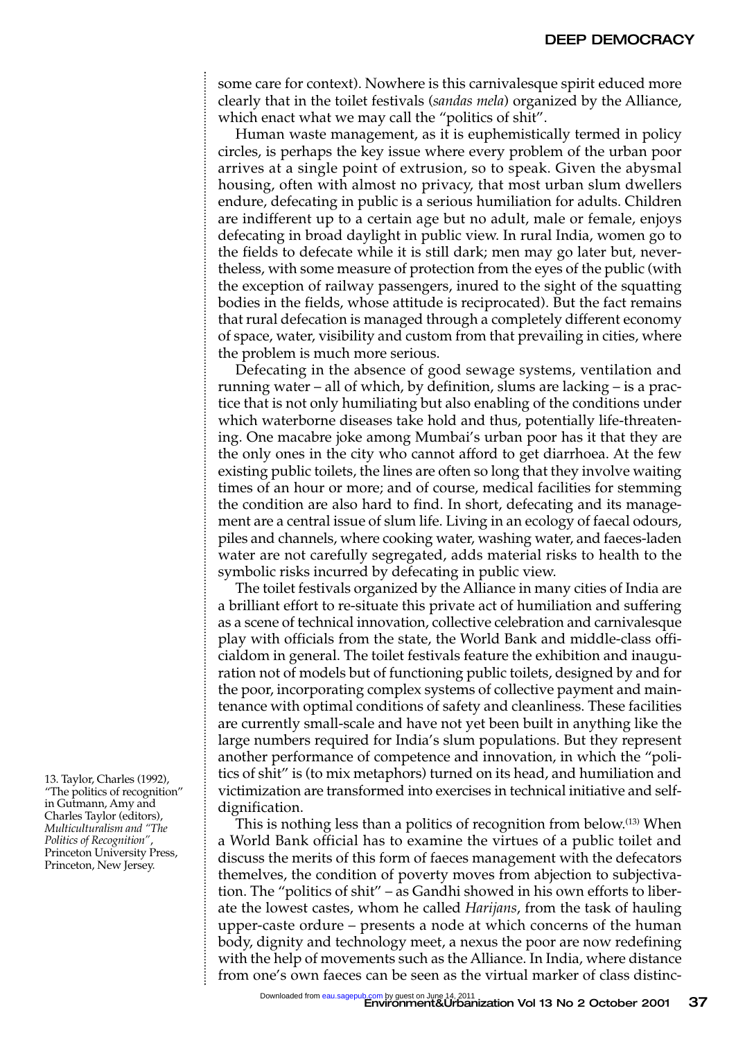some care for context). Nowhere is this carnivalesque spirit educed more clearly that in the toilet festivals (*sandas mela*) organized by the Alliance, which enact what we may call the "politics of shit".

Human waste management, as it is euphemistically termed in policy circles, is perhaps the key issue where every problem of the urban poor arrives at a single point of extrusion, so to speak. Given the abysmal housing, often with almost no privacy, that most urban slum dwellers endure, defecating in public is a serious humiliation for adults. Children are indifferent up to a certain age but no adult, male or female, enjoys defecating in broad daylight in public view. In rural India, women go to the fields to defecate while it is still dark; men may go later but, nevertheless, with some measure of protection from the eyes of the public (with the exception of railway passengers, inured to the sight of the squatting bodies in the fields, whose attitude is reciprocated). But the fact remains that rural defecation is managed through a completely different economy of space, water, visibility and custom from that prevailing in cities, where the problem is much more serious.

Defecating in the absence of good sewage systems, ventilation and running water – all of which, by definition, slums are lacking – is a practice that is not only humiliating but also enabling of the conditions under which waterborne diseases take hold and thus, potentially life-threatening. One macabre joke among Mumbai's urban poor has it that they are the only ones in the city who cannot afford to get diarrhoea. At the few existing public toilets, the lines are often so long that they involve waiting times of an hour or more; and of course, medical facilities for stemming the condition are also hard to find. In short, defecating and its management are a central issue of slum life. Living in an ecology of faecal odours, piles and channels, where cooking water, washing water, and faeces-laden water are not carefully segregated, adds material risks to health to the symbolic risks incurred by defecating in public view.

The toilet festivals organized by the Alliance in many cities of India are a brilliant effort to re-situate this private act of humiliation and suffering as a scene of technical innovation, collective celebration and carnivalesque play with officials from the state, the World Bank and middle-class officialdom in general. The toilet festivals feature the exhibition and inauguration not of models but of functioning public toilets, designed by and for the poor, incorporating complex systems of collective payment and maintenance with optimal conditions of safety and cleanliness. These facilities are currently small-scale and have not yet been built in anything like the large numbers required for India's slum populations. But they represent another performance of competence and innovation, in which the "politics of shit" is (to mix metaphors) turned on its head, and humiliation and victimization are transformed into exercises in technical initiative and self-dignification.

This is nothing less than a politics of recognition from below.[13] When a World Bank official has to examine the virtues of a public toilet and discuss the merits of this form of faeces management with the defecators themelves, the condition of poverty moves from abjection to subjectivation. The "politics of shit" – as Gandhi showed in his own efforts to liberate the lowest castes, whom he called *Harijans*, from the task of hauling upper-caste ordure – presents a node at which concerns of the human body, dignity and technology meet, a nexus the poor are now redefining with the help of movements such as the Alliance. In India, where distance from one's own faeces can be seen as the virtual marker of class distinc-

13. Taylor, Charles (1992), "The politics of recognition" in Gutmann, Amy and Charles Taylor (editors), *Multiculturalism and "The Politics of Recognition"*, Princeton University Press, Princeton, New Jersey.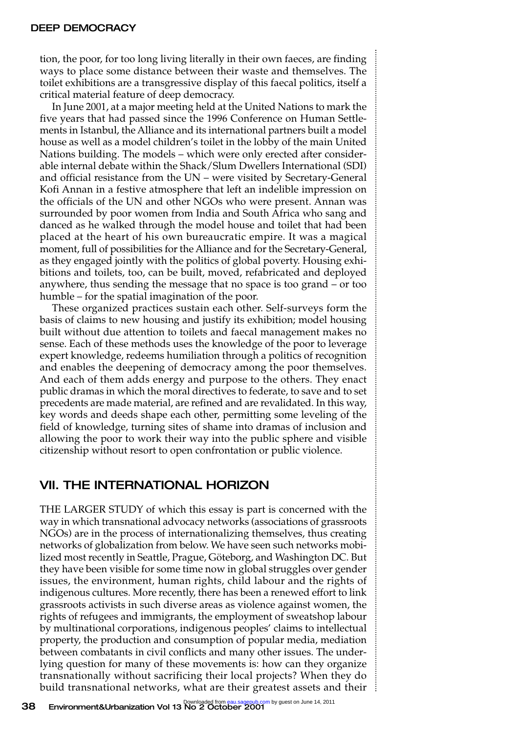tion, the poor, for too long living literally in their own faeces, are finding ways to place some distance between their waste and themselves. The toilet exhibitions are a transgressive display of this faecal politics, itself a critical material feature of deep democracy.

In June 2001, at a major meeting held at the United Nations to mark the five years that had passed since the 1996 Conference on Human Settlements in Istanbul, the Alliance and its international partners built a model house as well as a model children's toilet in the lobby of the main United Nations building. The models – which were only erected after considerable internal debate within the Shack/Slum Dwellers International (SDI) and official resistance from the UN – were visited by Secretary-General Kofi Annan in a festive atmosphere that left an indelible impression on the officials of the UN and other NGOs who were present. Annan was surrounded by poor women from India and South Africa who sang and danced as he walked through the model house and toilet that had been placed at the heart of his own bureaucratic empire. It was a magical moment, full of possibilities for the Alliance and for the Secretary-General, as they engaged jointly with the politics of global poverty. Housing exhibitions and toilets, too, can be built, moved, refabricated and deployed anywhere, thus sending the message that no space is too grand – or too humble – for the spatial imagination of the poor.

These organized practices sustain each other. Self-surveys form the basis of claims to new housing and justify its exhibition; model housing built without due attention to toilets and faecal management makes no sense. Each of these methods uses the knowledge of the poor to leverage expert knowledge, redeems humiliation through a politics of recognition and enables the deepening of democracy among the poor themselves. And each of them adds energy and purpose to the others. They enact public dramas in which the moral directives to federate, to save and to set precedents are made material, are refined and are revalidated. In this way, key words and deeds shape each other, permitting some leveling of the field of knowledge, turning sites of shame into dramas of inclusion and allowing the poor to work their way into the public sphere and visible citizenship without resort to open confrontation or public violence.

## VII. THE INTERNATIONAL HORIZON

THE LARGER STUDY of which this essay is part is concerned with the way in which transnational advocacy networks (associations of grassroots NGOs) are in the process of internationalizing themselves, thus creating networks of globalization from below. We have seen such networks mobilized most recently in Seattle, Prague, Göteborg, and Washington DC. But they have been visible for some time now in global struggles over gender issues, the environment, human rights, child labour and the rights of indigenous cultures. More recently, there has been a renewed effort to link grassroots activists in such diverse areas as violence against women, the rights of refugees and immigrants, the employment of sweatshop labour by multinational corporations, indigenous peoples' claims to intellectual property, the production and consumption of popular media, mediation between combatants in civil conflicts and many other issues. The underlying question for many of these movements is: how can they organize transnationally without sacrificing their local projects? When they do build transnational networks, what are their greatest assets and their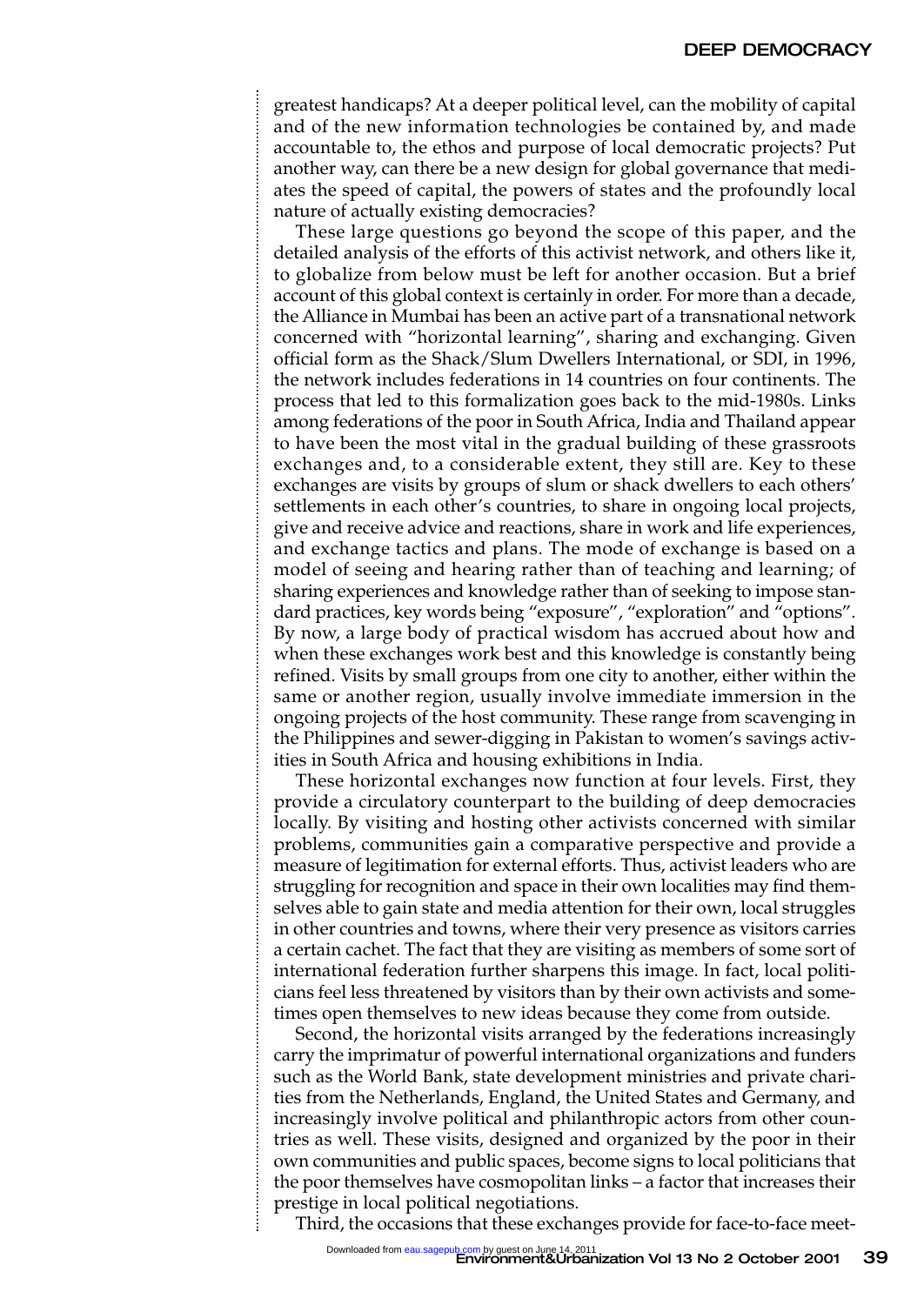greatest handicaps? At a deeper political level, can the mobility of capital and of the new information technologies be contained by, and made accountable to, the ethos and purpose of local democratic projects? Put another way, can there be a new design for global governance that mediates the speed of capital, the powers of states and the profoundly local nature of actually existing democracies?

These large questions go beyond the scope of this paper, and the detailed analysis of the efforts of this activist network, and others like it, to globalize from below must be left for another occasion. But a brief account of this global context is certainly in order. For more than a decade, the Alliance in Mumbai has been an active part of a transnational network concerned with "horizontal learning", sharing and exchanging. Given official form as the Shack/Slum Dwellers International, or SDI, in 1996, the network includes federations in 14 countries on four continents. The process that led to this formalization goes back to the mid-1980s. Links among federations of the poor in South Africa, India and Thailand appear to have been the most vital in the gradual building of these grassroots exchanges and, to a considerable extent, they still are. Key to these exchanges are visits by groups of slum or shack dwellers to each others' settlements in each other's countries, to share in ongoing local projects, give and receive advice and reactions, share in work and life experiences, and exchange tactics and plans. The mode of exchange is based on a model of seeing and hearing rather than of teaching and learning; of sharing experiences and knowledge rather than of seeking to impose standard practices, key words being "exposure", "exploration" and "options". By now, a large body of practical wisdom has accrued about how and when these exchanges work best and this knowledge is constantly being refined. Visits by small groups from one city to another, either within the same or another region, usually involve immediate immersion in the ongoing projects of the host community. These range from scavenging in the Philippines and sewer-digging in Pakistan to women's savings activities in South Africa and housing exhibitions in India.

These horizontal exchanges now function at four levels. First, they provide a circulatory counterpart to the building of deep democracies locally. By visiting and hosting other activists concerned with similar problems, communities gain a comparative perspective and provide a measure of legitimation for external efforts. Thus, activist leaders who are struggling for recognition and space in their own localities may find themselves able to gain state and media attention for their own, local struggles in other countries and towns, where their very presence as visitors carries a certain cachet. The fact that they are visiting as members of some sort of international federation further sharpens this image. In fact, local politicians feel less threatened by visitors than by their own activists and sometimes open themselves to new ideas because they come from outside.

Second, the horizontal visits arranged by the federations increasingly carry the imprimatur of powerful international organizations and funders such as the World Bank, state development ministries and private charities from the Netherlands, England, the United States and Germany, and increasingly involve political and philanthropic actors from other countries as well. These visits, designed and organized by the poor in their own communities and public spaces, become signs to local politicians that the poor themselves have cosmopolitan links – a factor that increases their prestige in local political negotiations.

Third, the occasions that these exchanges provide for face-to-face meet-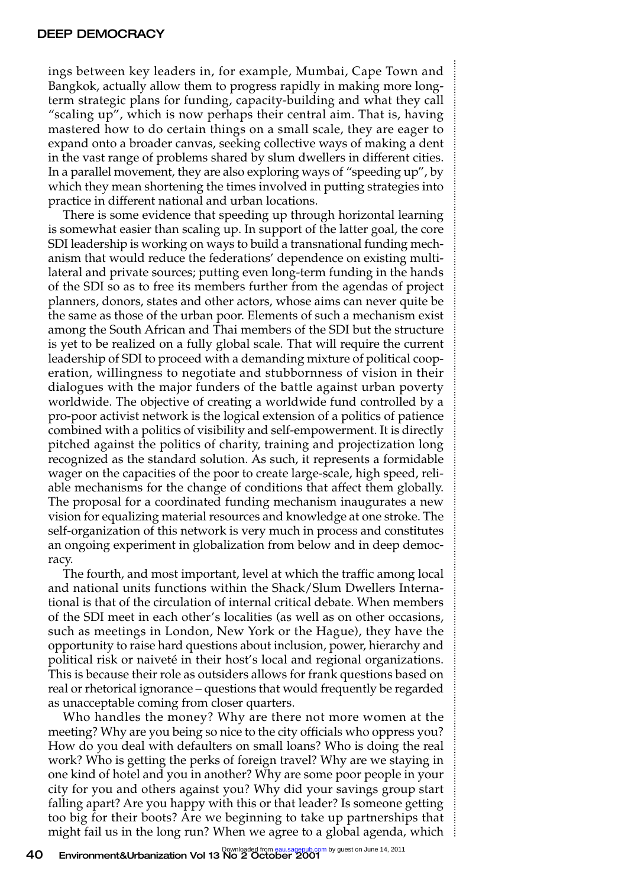ings between key leaders in, for example, Mumbai, Cape Town and Bangkok, actually allow them to progress rapidly in making more long-term strategic plans for funding, capacity-building and what they call "scaling up", which is now perhaps their central aim. That is, having mastered how to do certain things on a small scale, they are eager to expand onto a broader canvas, seeking collective ways of making a dent in the vast range of problems shared by slum dwellers in different cities. In a parallel movement, they are also exploring ways of "speeding up", by which they mean shortening the times involved in putting strategies into practice in different national and urban locations.

There is some evidence that speeding up through horizontal learning is somewhat easier than scaling up. In support of the latter goal, the core SDI leadership is working on ways to build a transnational funding mechanism that would reduce the federations' dependence on existing multilateral and private sources; putting even long-term funding in the hands of the SDI so as to free its members further from the agendas of project planners, donors, states and other actors, whose aims can never quite be the same as those of the urban poor. Elements of such a mechanism exist among the South African and Thai members of the SDI but the structure is yet to be realized on a fully global scale. That will require the current leadership of SDI to proceed with a demanding mixture of political cooperation, willingness to negotiate and stubbornness of vision in their dialogues with the major funders of the battle against urban poverty worldwide. The objective of creating a worldwide fund controlled by a pro-poor activist network is the logical extension of a politics of patience combined with a politics of visibility and self-empowerment. It is directly pitched against the politics of charity, training and projectization long recognized as the standard solution. As such, it represents a formidable wager on the capacities of the poor to create large-scale, high speed, reliable mechanisms for the change of conditions that affect them globally. The proposal for a coordinated funding mechanism inaugurates a new vision for equalizing material resources and knowledge at one stroke. The self-organization of this network is very much in process and constitutes an ongoing experiment in globalization from below and in deep democracy.

The fourth, and most important, level at which the traffic among local and national units functions within the Shack/Slum Dwellers International is that of the circulation of internal critical debate. When members of the SDI meet in each other's localities (as well as on other occasions, such as meetings in London, New York or the Hague), they have the opportunity to raise hard questions about inclusion, power, hierarchy and political risk or naiveté in their host's local and regional organizations. This is because their role as outsiders allows for frank questions based on real or rhetorical ignorance – questions that would frequently be regarded as unacceptable coming from closer quarters.

Who handles the money? Why are there not more women at the meeting? Why are you being so nice to the city officials who oppress you? How do you deal with defaulters on small loans? Who is doing the real work? Who is getting the perks of foreign travel? Why are we staying in one kind of hotel and you in another? Why are some poor people in your city for you and others against you? Why did your savings group start falling apart? Are you happy with this or that leader? Is someone getting too big for their boots? Are we beginning to take up partnerships that might fail us in the long run? When we agree to a global agenda, which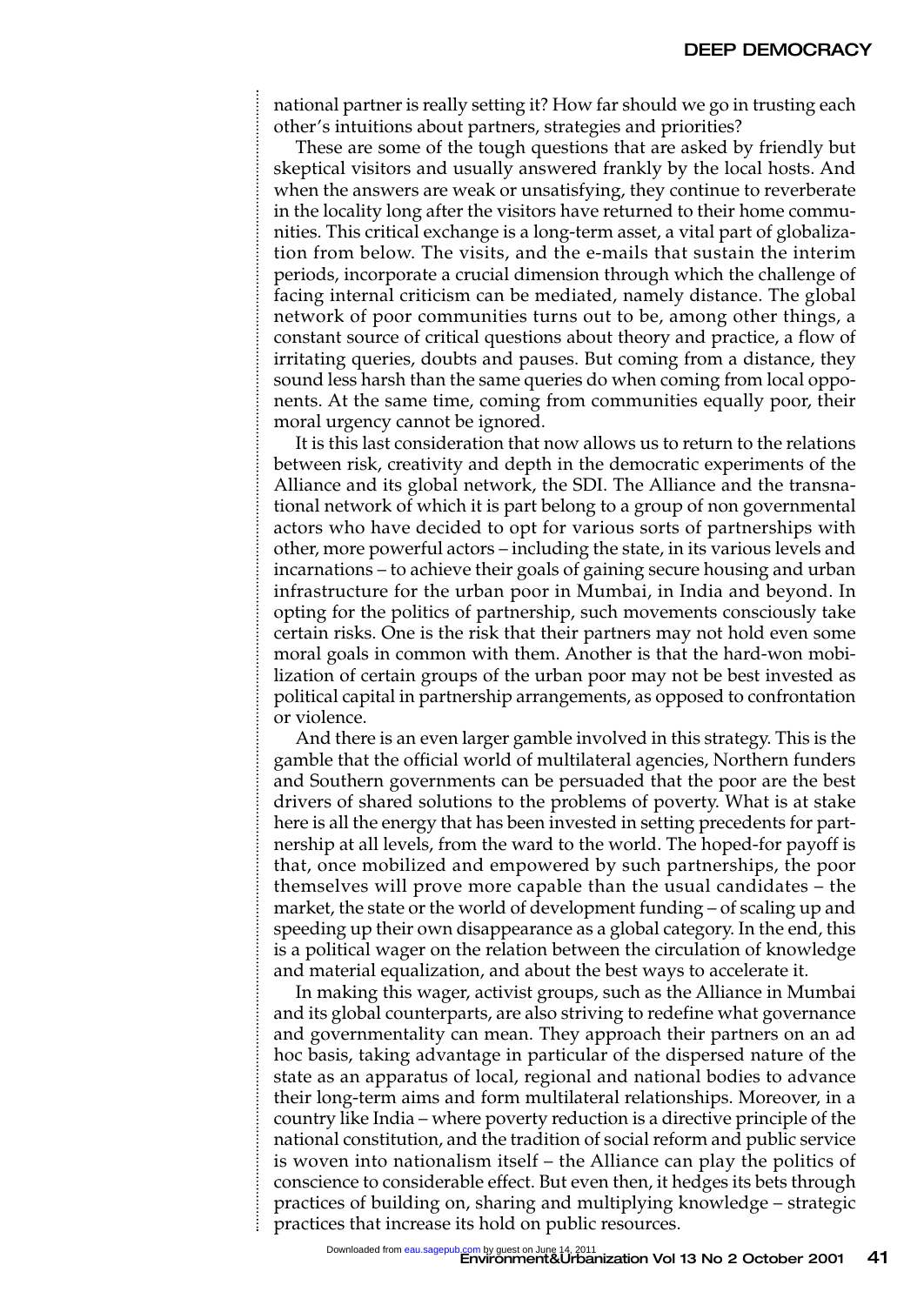national partner is really setting it? How far should we go in trusting each other's intuitions about partners, strategies and priorities?

These are some of the tough questions that are asked by friendly but skeptical visitors and usually answered frankly by the local hosts. And when the answers are weak or unsatisfying, they continue to reverberate in the locality long after the visitors have returned to their home communities. This critical exchange is a long-term asset, a vital part of globalization from below. The visits, and the e-mails that sustain the interim periods, incorporate a crucial dimension through which the challenge of facing internal criticism can be mediated, namely distance. The global network of poor communities turns out to be, among other things, a constant source of critical questions about theory and practice, a flow of irritating queries, doubts and pauses. But coming from a distance, they sound less harsh than the same queries do when coming from local opponents. At the same time, coming from communities equally poor, their moral urgency cannot be ignored.

It is this last consideration that now allows us to return to the relations between risk, creativity and depth in the democratic experiments of the Alliance and its global network, the SDI. The Alliance and the transnational network of which it is part belong to a group of non governmental actors who have decided to opt for various sorts of partnerships with other, more powerful actors – including the state, in its various levels and incarnations – to achieve their goals of gaining secure housing and urban infrastructure for the urban poor in Mumbai, in India and beyond. In opting for the politics of partnership, such movements consciously take certain risks. One is the risk that their partners may not hold even some moral goals in common with them. Another is that the hard-won mobilization of certain groups of the urban poor may not be best invested as political capital in partnership arrangements, as opposed to confrontation or violence.

And there is an even larger gamble involved in this strategy. This is the gamble that the official world of multilateral agencies, Northern funders and Southern governments can be persuaded that the poor are the best drivers of shared solutions to the problems of poverty. What is at stake here is all the energy that has been invested in setting precedents for partnership at all levels, from the ward to the world. The hoped-for payoff is that, once mobilized and empowered by such partnerships, the poor themselves will prove more capable than the usual candidates – the market, the state or the world of development funding – of scaling up and speeding up their own disappearance as a global category. In the end, this is a political wager on the relation between the circulation of knowledge and material equalization, and about the best ways to accelerate it.

In making this wager, activist groups, such as the Alliance in Mumbai and its global counterparts, are also striving to redefine what governance and governmentality can mean. They approach their partners on an ad hoc basis, taking advantage in particular of the dispersed nature of the state as an apparatus of local, regional and national bodies to advance their long-term aims and form multilateral relationships. Moreover, in a country like India – where poverty reduction is a directive principle of the national constitution, and the tradition of social reform and public service is woven into nationalism itself – the Alliance can play the politics of conscience to considerable effect. But even then, it hedges its bets through practices of building on, sharing and multiplying knowledge – strategic practices that increase its hold on public resources.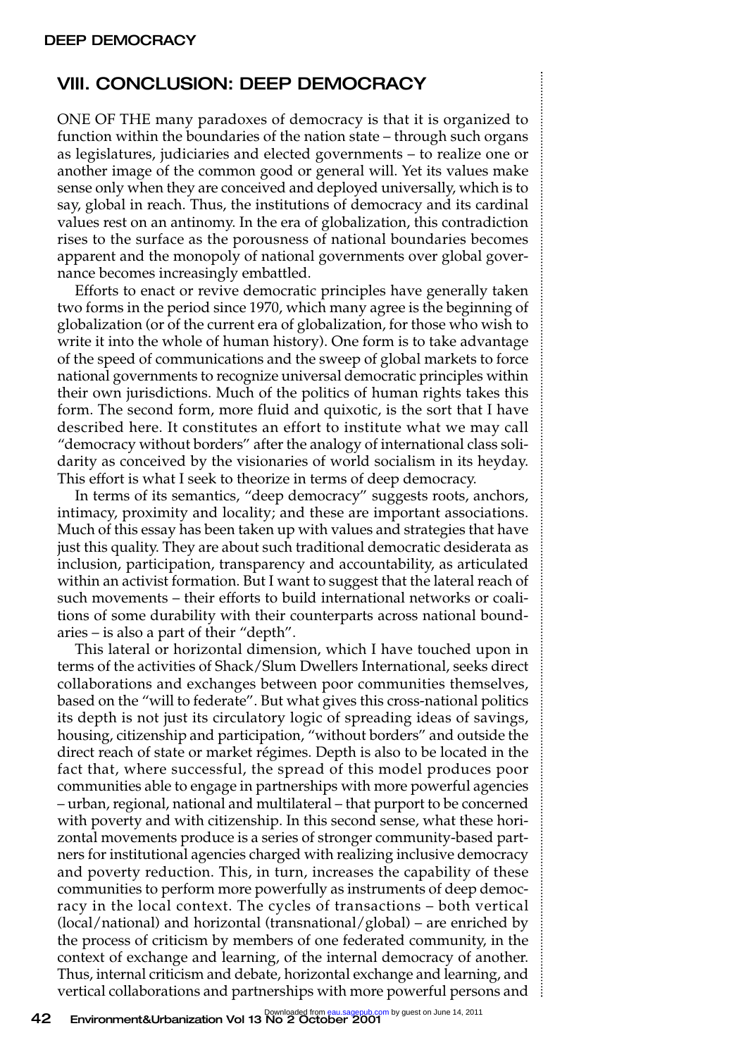## VIII. CONCLUSION: DEEP DEMOCRACY

ONE OF THE many paradoxes of democracy is that it is organized to function within the boundaries of the nation state – through such organs as legislatures, judiciaries and elected governments – to realize one or another image of the common good or general will. Yet its values make sense only when they are conceived and deployed universally, which is to say, global in reach. Thus, the institutions of democracy and its cardinal values rest on an antinomy. In the era of globalization, this contradiction rises to the surface as the porousness of national boundaries becomes apparent and the monopoly of national governments over global governance becomes increasingly embattled.

Efforts to enact or revive democratic principles have generally taken two forms in the period since 1970, which many agree is the beginning of globalization (or of the current era of globalization, for those who wish to write it into the whole of human history). One form is to take advantage of the speed of communications and the sweep of global markets to force national governments to recognize universal democratic principles within their own jurisdictions. Much of the politics of human rights takes this form. The second form, more fluid and quixotic, is the sort that I have described here. It constitutes an effort to institute what we may call "democracy without borders" after the analogy of international class solidarity as conceived by the visionaries of world socialism in its heyday. This effort is what I seek to theorize in terms of deep democracy.

In terms of its semantics, "deep democracy" suggests roots, anchors, intimacy, proximity and locality; and these are important associations. Much of this essay has been taken up with values and strategies that have just this quality. They are about such traditional democratic desiderata as inclusion, participation, transparency and accountability, as articulated within an activist formation. But I want to suggest that the lateral reach of such movements – their efforts to build international networks or coalitions of some durability with their counterparts across national boundaries – is also a part of their "depth".

This lateral or horizontal dimension, which I have touched upon in terms of the activities of Shack/Slum Dwellers International, seeks direct collaborations and exchanges between poor communities themselves, based on the "will to federate". But what gives this cross-national politics its depth is not just its circulatory logic of spreading ideas of savings, housing, citizenship and participation, "without borders" and outside the direct reach of state or market régimes. Depth is also to be located in the fact that, where successful, the spread of this model produces poor communities able to engage in partnerships with more powerful agencies – urban, regional, national and multilateral – that purport to be concerned with poverty and with citizenship. In this second sense, what these horizontal movements produce is a series of stronger community-based partners for institutional agencies charged with realizing inclusive democracy and poverty reduction. This, in turn, increases the capability of these communities to perform more powerfully as instruments of deep democracy in the local context. The cycles of transactions – both vertical (local/national) and horizontal (transnational/global) – are enriched by the process of criticism by members of one federated community, in the context of exchange and learning, of the internal democracy of another. Thus, internal criticism and debate, horizontal exchange and learning, and vertical collaborations and partnerships with more powerful persons and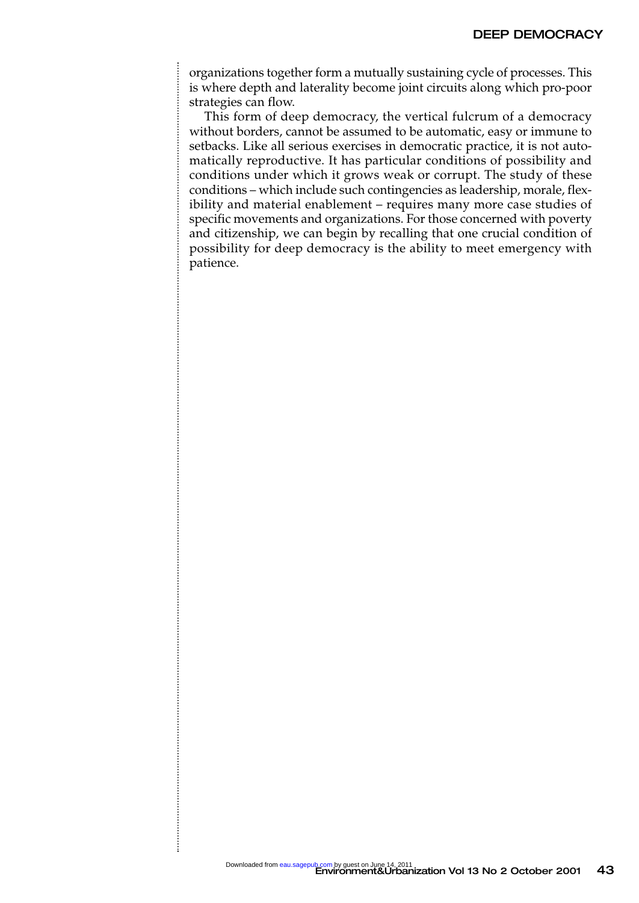organizations together form a mutually sustaining cycle of processes. This is where depth and laterality become joint circuits along which pro-poor strategies can flow.

This form of deep democracy, the vertical fulcrum of a democracy without borders, cannot be assumed to be automatic, easy or immune to setbacks. Like all serious exercises in democratic practice, it is not automatically reproductive. It has particular conditions of possibility and conditions under which it grows weak or corrupt. The study of these conditions – which include such contingencies as leadership, morale, flexibility and material enablement – requires many more case studies of specific movements and organizations. For those concerned with poverty and citizenship, we can begin by recalling that one crucial condition of possibility for deep democracy is the ability to meet emergency with patience.